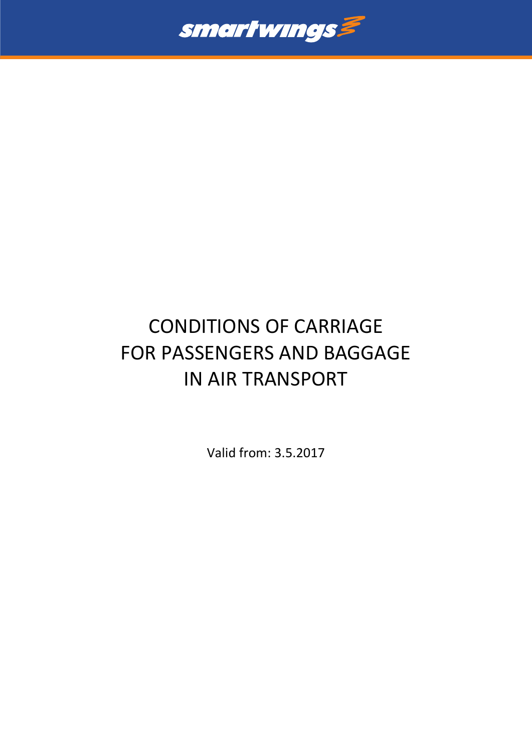# CONDITIONS OF CARRIAGE FOR PASSENGERS AND BAGGAGE IN AIR TRANSPORT

Valid from: 3.5.2017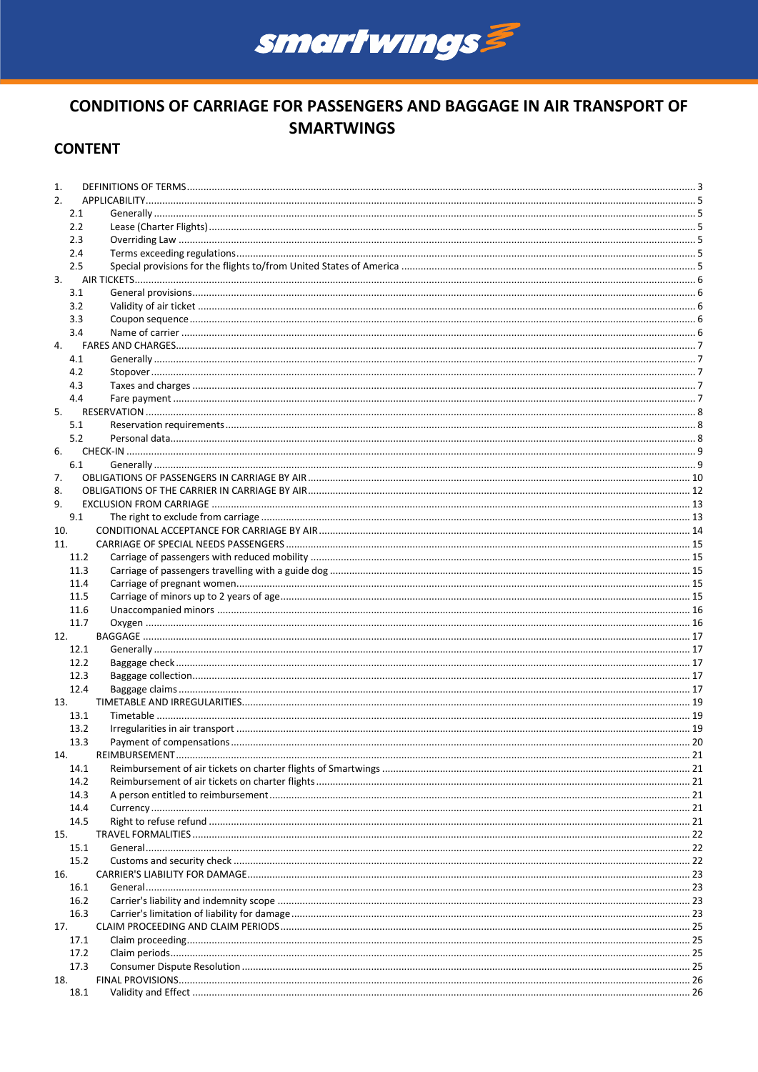# CONDITIONS OF CARRIAGE FOR PASSENGERS AND BAGGAGE IN AIR TRANSPORT OF SMARTWINGS

## CONTENT

1. DEFINITIONS OF TERMS ..... 3
2. APPLICABILITY ..... 5
   - 2.1 Generally ..... 5
   - 2.2 Lease (Charter Flights) ..... 5
   - 2.3 Overriding Law ..... 5
   - 2.4 Terms exceeding regulations ..... 5
   - 2.5 Special provisions for the flights to/from United States of America ..... 5
3. AIR TICKETS ..... 6
   - 3.1 General provisions ..... 6
   - 3.2 Validity of air ticket ..... 6
   - 3.3 Coupon sequence ..... 6
   - 3.4 Name of carrier ..... 6
4. FARES AND CHARGES ..... 7
   - 4.1 Generally ..... 7
   - 4.2 Stopover ..... 7
   - 4.3 Taxes and charges ..... 7
   - 4.4 Fare payment ..... 7
5. RESERVATION ..... 8
   - 5.1 Reservation requirements ..... 8
   - 5.2 Personal data ..... 8
6. CHECK-IN ..... 9
   - 6.1 Generally ..... 9
7. OBLIGATIONS OF PASSENGERS IN CARRIAGE BY AIR ..... 10
8. OBLIGATIONS OF THE CARRIER IN CARRIAGE BY AIR ..... 12
9. EXCLUSION FROM CARRIAGE ..... 13
   - 9.1 The right to exclude from carriage ..... 13
10. CONDITIONAL ACCEPTANCE FOR CARRIAGE BY AIR ..... 14
11. CARRIAGE OF SPECIAL NEEDS PASSENGERS ..... 15
    - 11.2 Carriage of passengers with reduced mobility ..... 15
    - 11.3 Carriage of passengers travelling with a guide dog ..... 15
    - 11.4 Carriage of pregnant women ..... 15
    - 11.5 Carriage of minors up to 2 years of age ..... 15
    - 11.6 Unaccompanied minors ..... 16
    - 11.7 Oxygen ..... 16
12. BAGGAGE ..... 17
    - 12.1 Generally ..... 17
    - 12.2 Baggage check ..... 17
    - 12.3 Baggage collection ..... 17
    - 12.4 Baggage claims ..... 17
13. TIMETABLE AND IRREGULARITIES ..... 19
    - 13.1 Timetable ..... 19
    - 13.2 Irregularities in air transport ..... 19
    - 13.3 Payment of compensations ..... 20
14. REIMBURSEMENT ..... 21
    - 14.1 Reimbursement of air tickets on charter flights of Smartwings ..... 21
    - 14.2 Reimbursement of air tickets on charter flights ..... 21
    - 14.3 A person entitled to reimbursement ..... 21
    - 14.4 Currency ..... 21
    - 14.5 Right to refuse refund ..... 21
15. TRAVEL FORMALITIES ..... 22
    - 15.1 General ..... 22
    - 15.2 Customs and security check ..... 22
16. CARRIER'S LIABILITY FOR DAMAGE ..... 23
    - 16.1 General ..... 23
    - 16.2 Carrier's liability and indemnity scope ..... 23
    - 16.3 Carrier's limitation of liability for damage ..... 23
17. CLAIM PROCEEDING AND CLAIM PERIODS ..... 25
    - 17.1 Claim proceeding ..... 25
    - 17.2 Claim periods ..... 25
    - 17.3 Consumer Dispute Resolution ..... 25
18. FINAL PROVISIONS ..... 26
    - 18.1 Validity and Effect ..... 26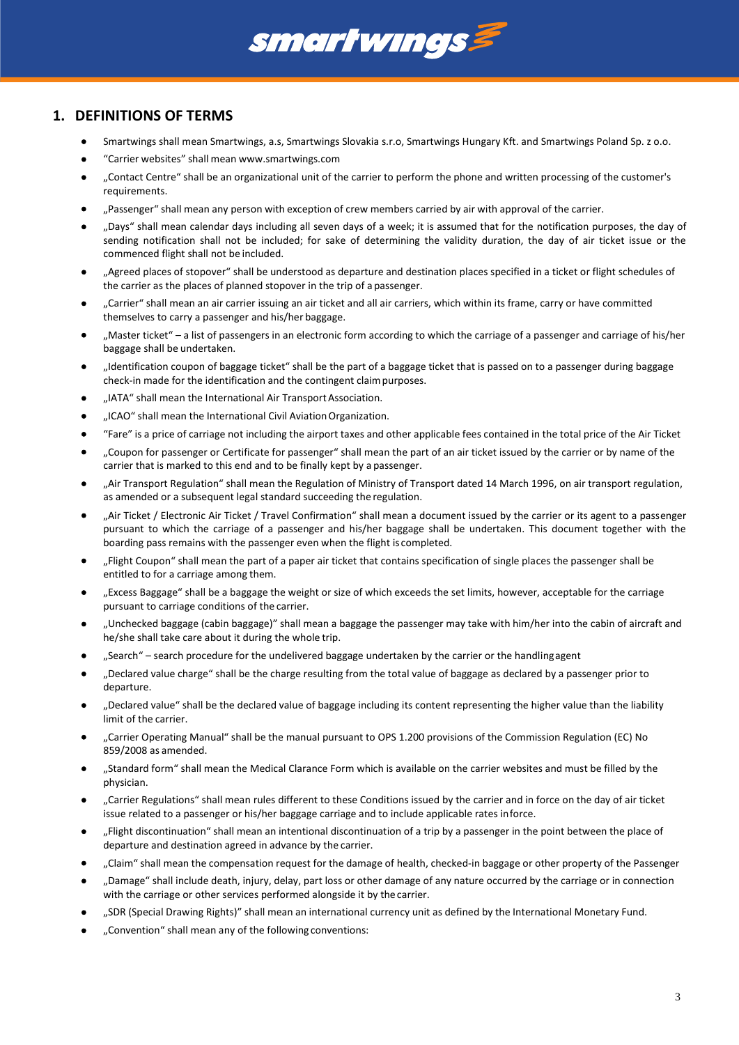## 1. DEFINITIONS OF TERMS

- Smartwings shall mean Smartwings, a.s, Smartwings Slovakia s.r.o, Smartwings Hungary Kft. and Smartwings Poland Sp. z o.o.
- "Carrier websites" shall mean www.smartwings.com
- „Contact Centre" shall be an organizational unit of the carrier to perform the phone and written processing of the customer's requirements.
- „Passenger" shall mean any person with exception of crew members carried by air with approval of the carrier.
- „Days" shall mean calendar days including all seven days of a week; it is assumed that for the notification purposes, the day of sending notification shall not be included; for sake of determining the validity duration, the day of air ticket issue or the commenced flight shall not be included.
- „Agreed places of stopover" shall be understood as departure and destination places specified in a ticket or flight schedules of the carrier as the places of planned stopover in the trip of a passenger.
- „Carrier" shall mean an air carrier issuing an air ticket and all air carriers, which within its frame, carry or have committed themselves to carry a passenger and his/her baggage.
- „Master ticket" – a list of passengers in an electronic form according to which the carriage of a passenger and carriage of his/her baggage shall be undertaken.
- „Identification coupon of baggage ticket" shall be the part of a baggage ticket that is passed on to a passenger during baggage check-in made for the identification and the contingent claim purposes.
- „IATA" shall mean the International Air Transport Association.
- „ICAO" shall mean the International Civil Aviation Organization.
- "Fare" is a price of carriage not including the airport taxes and other applicable fees contained in the total price of the Air Ticket
- „Coupon for passenger or Certificate for passenger" shall mean the part of an air ticket issued by the carrier or by name of the carrier that is marked to this end and to be finally kept by a passenger.
- „Air Transport Regulation" shall mean the Regulation of Ministry of Transport dated 14 March 1996, on air transport regulation, as amended or a subsequent legal standard succeeding the regulation.
- „Air Ticket / Electronic Air Ticket / Travel Confirmation" shall mean a document issued by the carrier or its agent to a passenger pursuant to which the carriage of a passenger and his/her baggage shall be undertaken. This document together with the boarding pass remains with the passenger even when the flight is completed.
- „Flight Coupon" shall mean the part of a paper air ticket that contains specification of single places the passenger shall be entitled to for a carriage among them.
- „Excess Baggage" shall be a baggage the weight or size of which exceeds the set limits, however, acceptable for the carriage pursuant to carriage conditions of the carrier.
- „Unchecked baggage (cabin baggage)" shall mean a baggage the passenger may take with him/her into the cabin of aircraft and he/she shall take care about it during the whole trip.
- „Search" – search procedure for the undelivered baggage undertaken by the carrier or the handling agent
- „Declared value charge" shall be the charge resulting from the total value of baggage as declared by a passenger prior to departure.
- „Declared value" shall be the declared value of baggage including its content representing the higher value than the liability limit of the carrier.
- „Carrier Operating Manual" shall be the manual pursuant to OPS 1.200 provisions of the Commission Regulation (EC) No 859/2008 as amended.
- „Standard form" shall mean the Medical Clarance Form which is available on the carrier websites and must be filled by the physician.
- „Carrier Regulations" shall mean rules different to these Conditions issued by the carrier and in force on the day of air ticket issue related to a passenger or his/her baggage carriage and to include applicable rates in force.
- „Flight discontinuation" shall mean an intentional discontinuation of a trip by a passenger in the point between the place of departure and destination agreed in advance by the carrier.
- „Claim" shall mean the compensation request for the damage of health, checked-in baggage or other property of the Passenger
- „Damage" shall include death, injury, delay, part loss or other damage of any nature occurred by the carriage or in connection with the carriage or other services performed alongside it by the carrier.
- „SDR (Special Drawing Rights)" shall mean an international currency unit as defined by the International Monetary Fund.
- „Convention" shall mean any of the following conventions: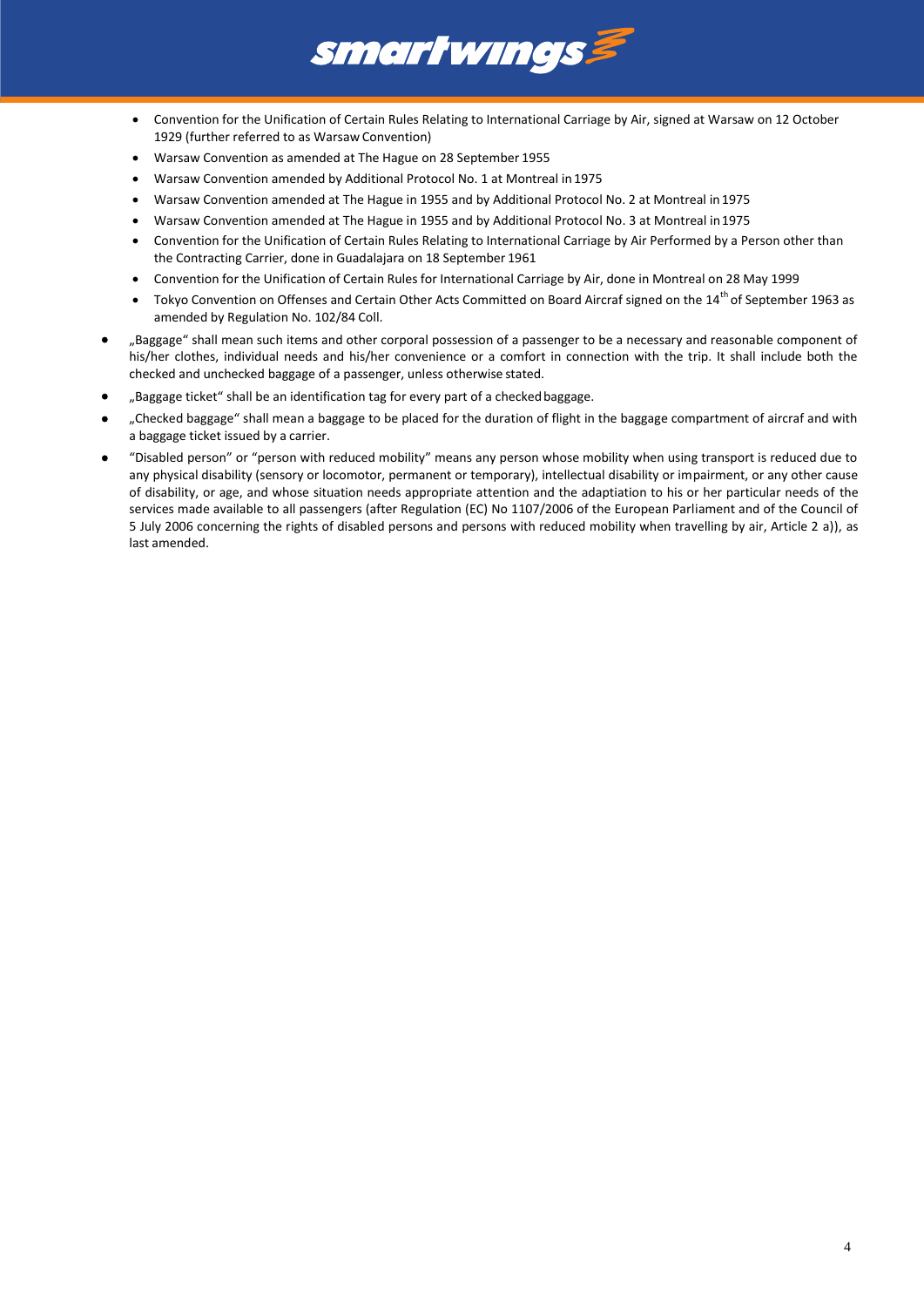- Convention for the Unification of Certain Rules Relating to International Carriage by Air, signed at Warsaw on 12 October 1929 (further referred to as Warsaw Convention)
- Warsaw Convention as amended at The Hague on 28 September 1955
- Warsaw Convention amended by Additional Protocol No. 1 at Montreal in 1975
- Warsaw Convention amended at The Hague in 1955 and by Additional Protocol No. 2 at Montreal in 1975
- Warsaw Convention amended at The Hague in 1955 and by Additional Protocol No. 3 at Montreal in 1975
- Convention for the Unification of Certain Rules Relating to International Carriage by Air Performed by a Person other than the Contracting Carrier, done in Guadalajara on 18 September 1961
- Convention for the Unification of Certain Rules for International Carriage by Air, done in Montreal on 28 May 1999
- Tokyo Convention on Offenses and Certain Other Acts Committed on Board Aircraf signed on the 14th of September 1963 as amended by Regulation No. 102/84 Coll.

- „Baggage“ shall mean such items and other corporal possession of a passenger to be a necessary and reasonable component of his/her clothes, individual needs and his/her convenience or a comfort in connection with the trip. It shall include both the checked and unchecked baggage of a passenger, unless otherwise stated.
- „Baggage ticket“ shall be an identification tag for every part of a checked baggage.
- „Checked baggage“ shall mean a baggage to be placed for the duration of flight in the baggage compartment of aircraf and with a baggage ticket issued by a carrier.
- “Disabled person” or “person with reduced mobility” means any person whose mobility when using transport is reduced due to any physical disability (sensory or locomotor, permanent or temporary), intellectual disability or impairment, or any other cause of disability, or age, and whose situation needs appropriate attention and the adaptiation to his or her particular needs of the services made available to all passengers (after Regulation (EC) No 1107/2006 of the European Parliament and of the Council of 5 July 2006 concerning the rights of disabled persons and persons with reduced mobility when travelling by air, Article 2 a)), as last amended.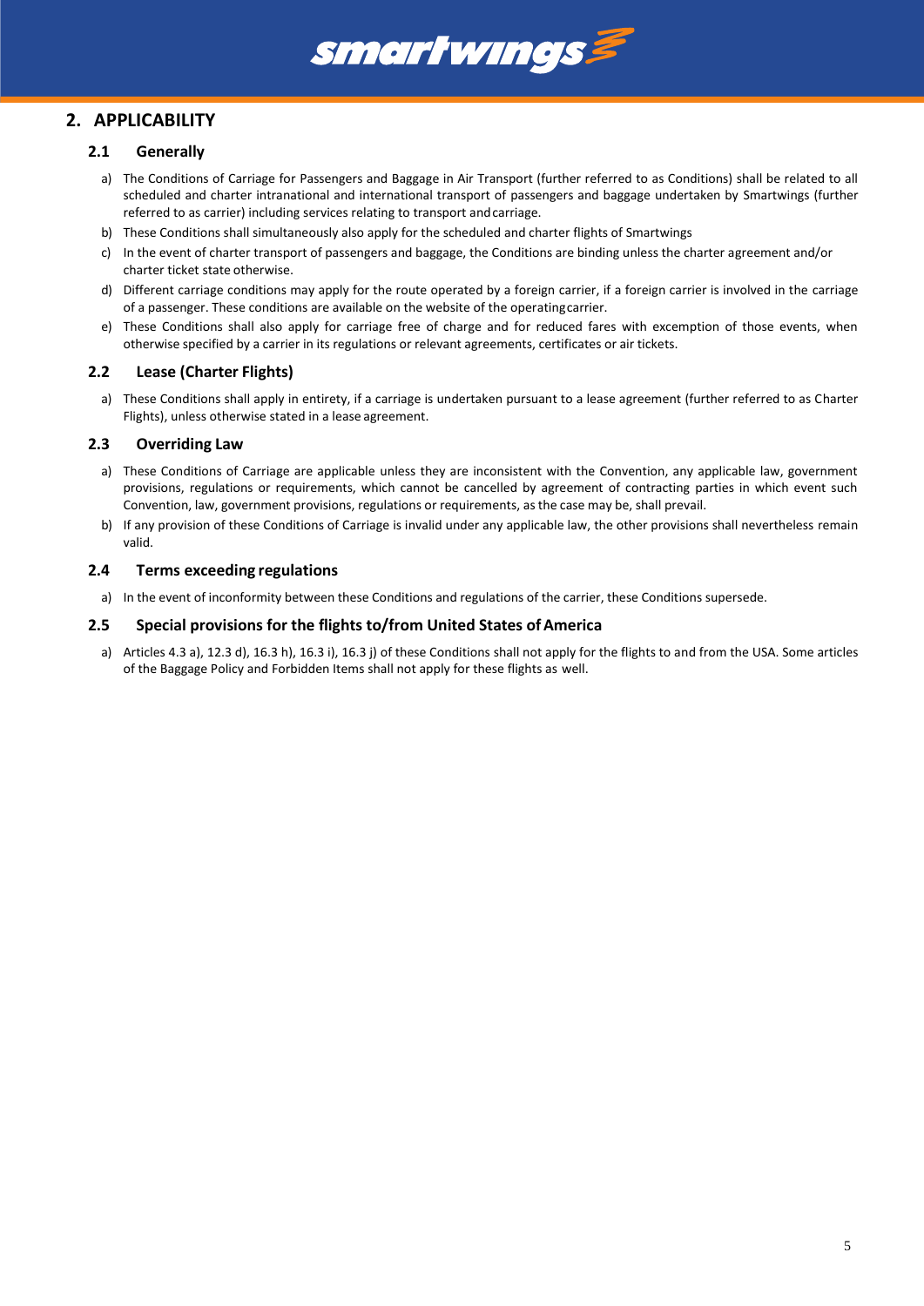## 2. APPLICABILITY

### 2.1 Generally

a) The Conditions of Carriage for Passengers and Baggage in Air Transport (further referred to as Conditions) shall be related to all scheduled and charter intranational and international transport of passengers and baggage undertaken by Smartwings (further referred to as carrier) including services relating to transport and carriage.

b) These Conditions shall simultaneously also apply for the scheduled and charter flights of Smartwings

c) In the event of charter transport of passengers and baggage, the Conditions are binding unless the charter agreement and/or charter ticket state otherwise.

d) Different carriage conditions may apply for the route operated by a foreign carrier, if a foreign carrier is involved in the carriage of a passenger. These conditions are available on the website of the operating carrier.

e) These Conditions shall also apply for carriage free of charge and for reduced fares with excemption of those events, when otherwise specified by a carrier in its regulations or relevant agreements, certificates or air tickets.

### 2.2 Lease (Charter Flights)

a) These Conditions shall apply in entirety, if a carriage is undertaken pursuant to a lease agreement (further referred to as Charter Flights), unless otherwise stated in a lease agreement.

### 2.3 Overriding Law

a) These Conditions of Carriage are applicable unless they are inconsistent with the Convention, any applicable law, government provisions, regulations or requirements, which cannot be cancelled by agreement of contracting parties in which event such Convention, law, government provisions, regulations or requirements, as the case may be, shall prevail.

b) If any provision of these Conditions of Carriage is invalid under any applicable law, the other provisions shall nevertheless remain valid.

### 2.4 Terms exceeding regulations

a) In the event of inconformity between these Conditions and regulations of the carrier, these Conditions supersede.

### 2.5 Special provisions for the flights to/from United States of America

a) Articles 4.3 a), 12.3 d), 16.3 h), 16.3 i), 16.3 j) of these Conditions shall not apply for the flights to and from the USA. Some articles of the Baggage Policy and Forbidden Items shall not apply for these flights as well.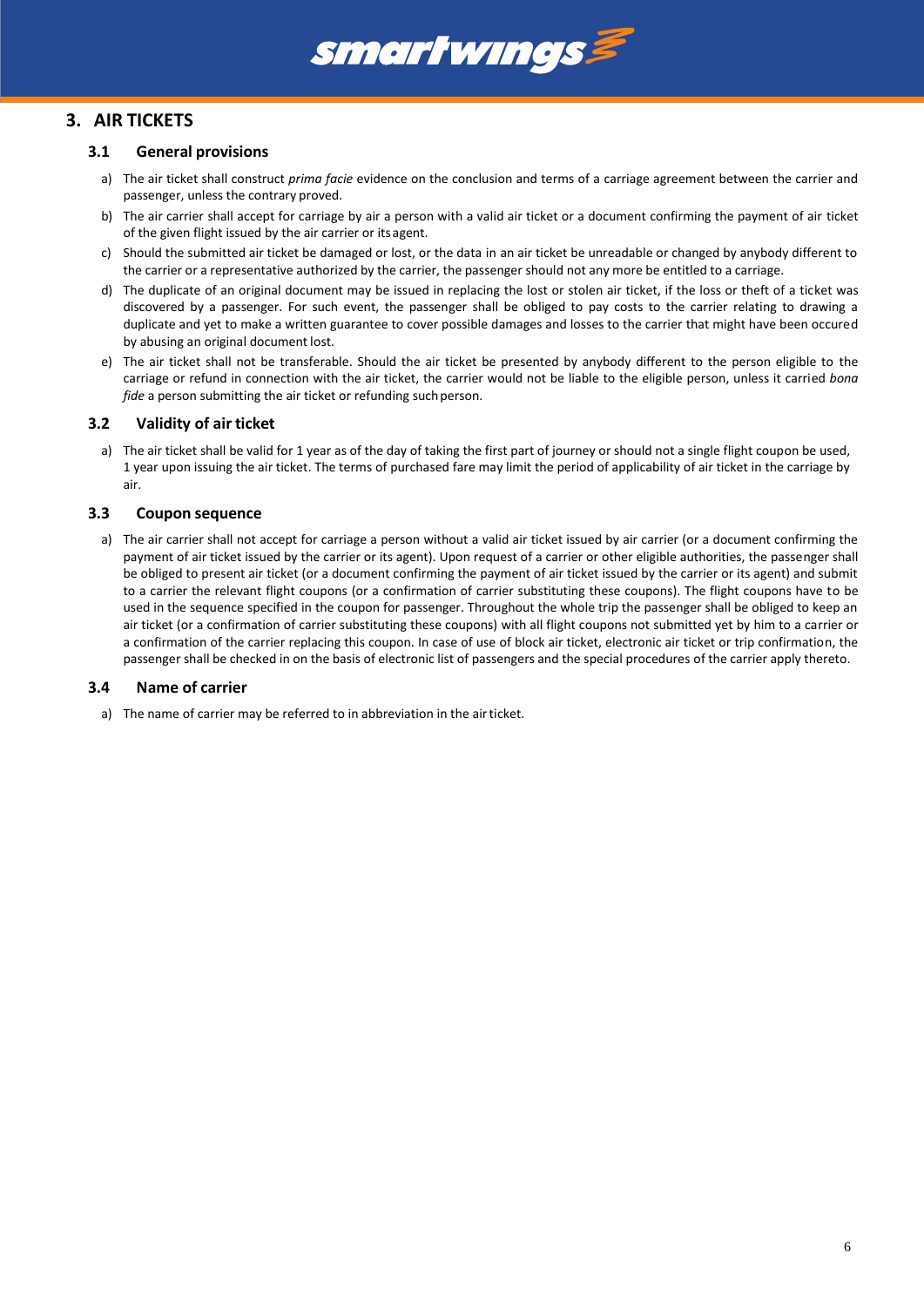## 3. AIR TICKETS

### 3.1 General provisions

a) The air ticket shall construct *prima facie* evidence on the conclusion and terms of a carriage agreement between the carrier and passenger, unless the contrary proved.

b) The air carrier shall accept for carriage by air a person with a valid air ticket or a document confirming the payment of air ticket of the given flight issued by the air carrier or its agent.

c) Should the submitted air ticket be damaged or lost, or the data in an air ticket be unreadable or changed by anybody different to the carrier or a representative authorized by the carrier, the passenger should not any more be entitled to a carriage.

d) The duplicate of an original document may be issued in replacing the lost or stolen air ticket, if the loss or theft of a ticket was discovered by a passenger. For such event, the passenger shall be obliged to pay costs to the carrier relating to drawing a duplicate and yet to make a written guarantee to cover possible damages and losses to the carrier that might have been occured by abusing an original document lost.

e) The air ticket shall not be transferable. Should the air ticket be presented by anybody different to the person eligible to the carriage or refund in connection with the air ticket, the carrier would not be liable to the eligible person, unless it carried *bona fide* a person submitting the air ticket or refunding such person.

### 3.2 Validity of air ticket

a) The air ticket shall be valid for 1 year as of the day of taking the first part of journey or should not a single flight coupon be used, 1 year upon issuing the air ticket. The terms of purchased fare may limit the period of applicability of air ticket in the carriage by air.

### 3.3 Coupon sequence

a) The air carrier shall not accept for carriage a person without a valid air ticket issued by air carrier (or a document confirming the payment of air ticket issued by the carrier or its agent). Upon request of a carrier or other eligible authorities, the passenger shall be obliged to present air ticket (or a document confirming the payment of air ticket issued by the carrier or its agent) and submit to a carrier the relevant flight coupons (or a confirmation of carrier substituting these coupons). The flight coupons have to be used in the sequence specified in the coupon for passenger. Throughout the whole trip the passenger shall be obliged to keep an air ticket (or a confirmation of carrier substituting these coupons) with all flight coupons not submitted yet by him to a carrier or a confirmation of the carrier replacing this coupon. In case of use of block air ticket, electronic air ticket or trip confirmation, the passenger shall be checked in on the basis of electronic list of passengers and the special procedures of the carrier apply thereto.

### 3.4 Name of carrier

a) The name of carrier may be referred to in abbreviation in the air ticket.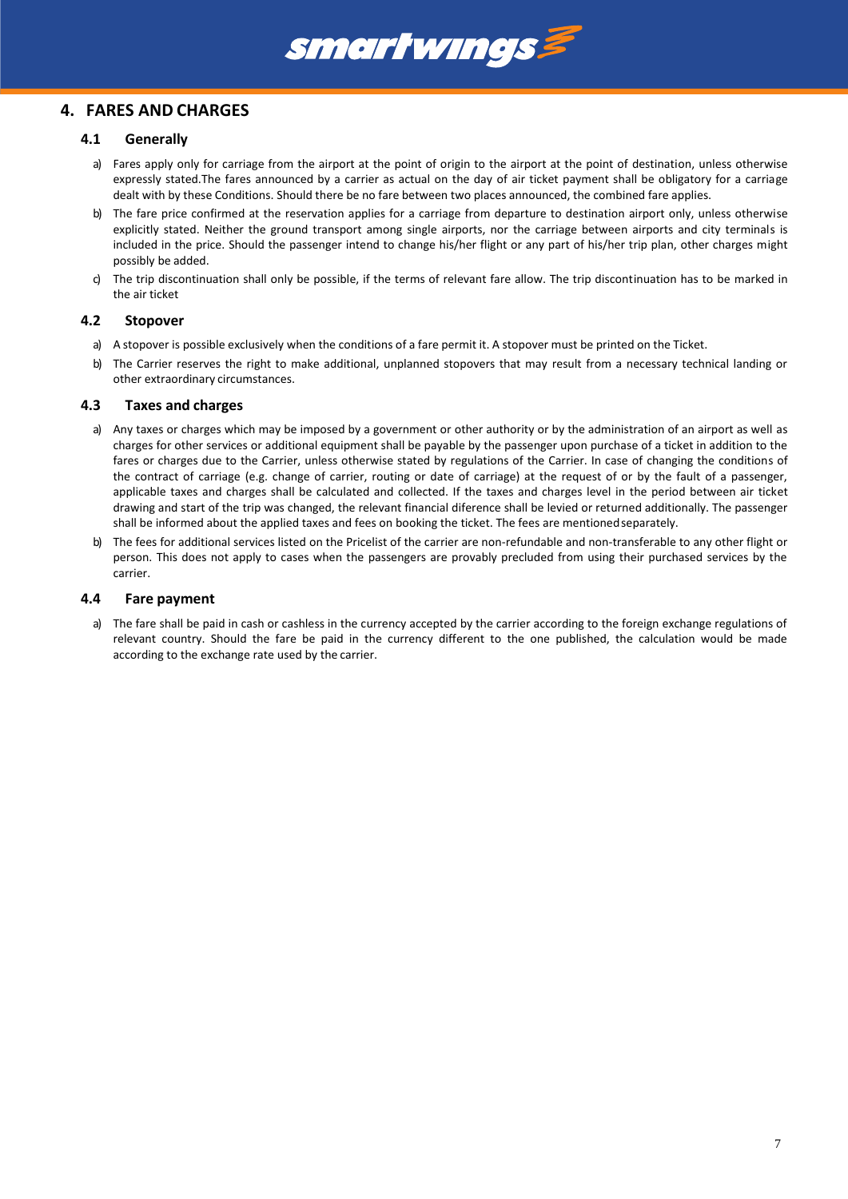## 4. FARES AND CHARGES

### 4.1 Generally

a) Fares apply only for carriage from the airport at the point of origin to the airport at the point of destination, unless otherwise expressly stated.The fares announced by a carrier as actual on the day of air ticket payment shall be obligatory for a carriage dealt with by these Conditions. Should there be no fare between two places announced, the combined fare applies.

b) The fare price confirmed at the reservation applies for a carriage from departure to destination airport only, unless otherwise explicitly stated. Neither the ground transport among single airports, nor the carriage between airports and city terminals is included in the price. Should the passenger intend to change his/her flight or any part of his/her trip plan, other charges might possibly be added.

c) The trip discontinuation shall only be possible, if the terms of relevant fare allow. The trip discontinuation has to be marked in the air ticket

### 4.2 Stopover

a) A stopover is possible exclusively when the conditions of a fare permit it. A stopover must be printed on the Ticket.

b) The Carrier reserves the right to make additional, unplanned stopovers that may result from a necessary technical landing or other extraordinary circumstances.

### 4.3 Taxes and charges

a) Any taxes or charges which may be imposed by a government or other authority or by the administration of an airport as well as charges for other services or additional equipment shall be payable by the passenger upon purchase of a ticket in addition to the fares or charges due to the Carrier, unless otherwise stated by regulations of the Carrier. In case of changing the conditions of the contract of carriage (e.g. change of carrier, routing or date of carriage) at the request of or by the fault of a passenger, applicable taxes and charges shall be calculated and collected. If the taxes and charges level in the period between air ticket drawing and start of the trip was changed, the relevant financial diference shall be levied or returned additionally. The passenger shall be informed about the applied taxes and fees on booking the ticket. The fees are mentioned separately.

b) The fees for additional services listed on the Pricelist of the carrier are non-refundable and non-transferable to any other flight or person. This does not apply to cases when the passengers are provably precluded from using their purchased services by the carrier.

### 4.4 Fare payment

a) The fare shall be paid in cash or cashless in the currency accepted by the carrier according to the foreign exchange regulations of relevant country. Should the fare be paid in the currency different to the one published, the calculation would be made according to the exchange rate used by the carrier.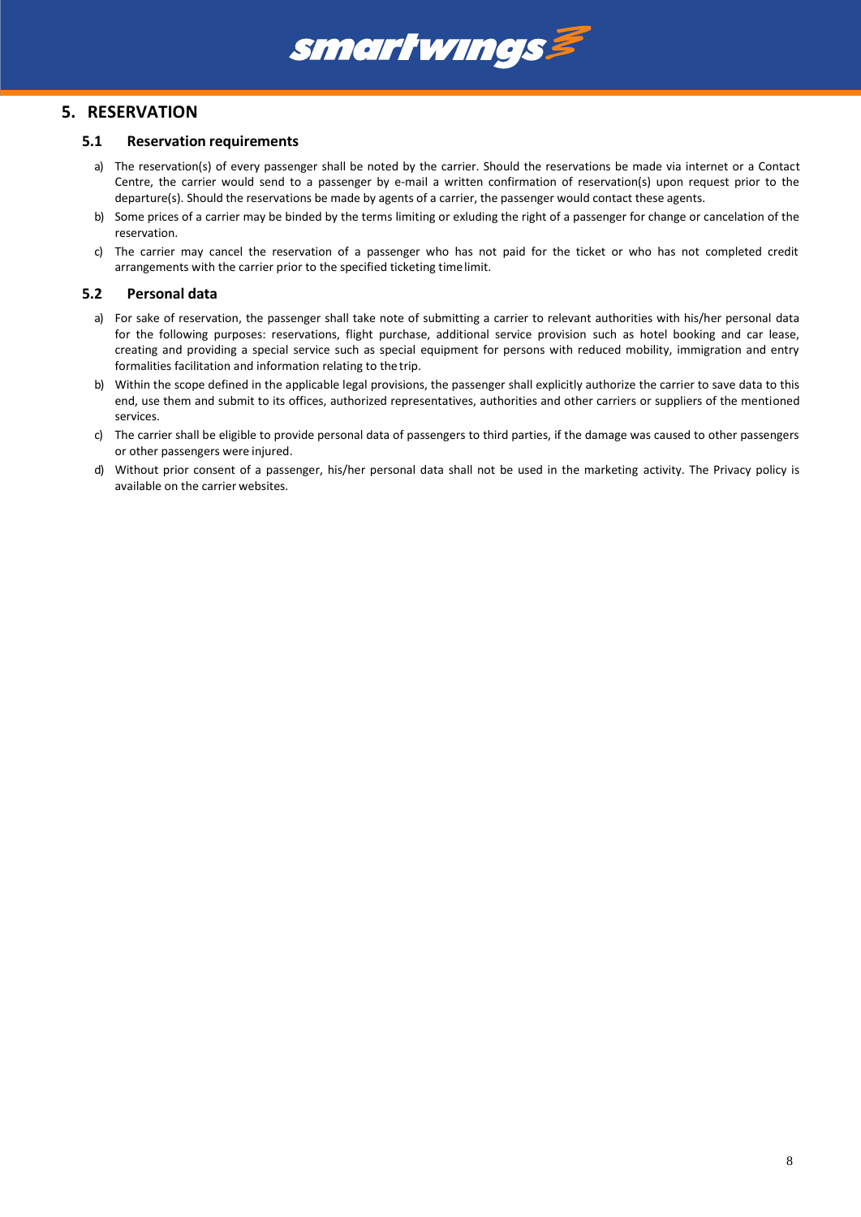## 5. RESERVATION

### 5.1 Reservation requirements

a) The reservation(s) of every passenger shall be noted by the carrier. Should the reservations be made via internet or a Contact Centre, the carrier would send to a passenger by e-mail a written confirmation of reservation(s) upon request prior to the departure(s). Should the reservations be made by agents of a carrier, the passenger would contact these agents.

b) Some prices of a carrier may be binded by the terms limiting or exluding the right of a passenger for change or cancelation of the reservation.

c) The carrier may cancel the reservation of a passenger who has not paid for the ticket or who has not completed credit arrangements with the carrier prior to the specified ticketing time limit.

### 5.2 Personal data

a) For sake of reservation, the passenger shall take note of submitting a carrier to relevant authorities with his/her personal data for the following purposes: reservations, flight purchase, additional service provision such as hotel booking and car lease, creating and providing a special service such as special equipment for persons with reduced mobility, immigration and entry formalities facilitation and information relating to the trip.

b) Within the scope defined in the applicable legal provisions, the passenger shall explicitly authorize the carrier to save data to this end, use them and submit to its offices, authorized representatives, authorities and other carriers or suppliers of the mentioned services.

c) The carrier shall be eligible to provide personal data of passengers to third parties, if the damage was caused to other passengers or other passengers were injured.

d) Without prior consent of a passenger, his/her personal data shall not be used in the marketing activity. The Privacy policy is available on the carrier websites.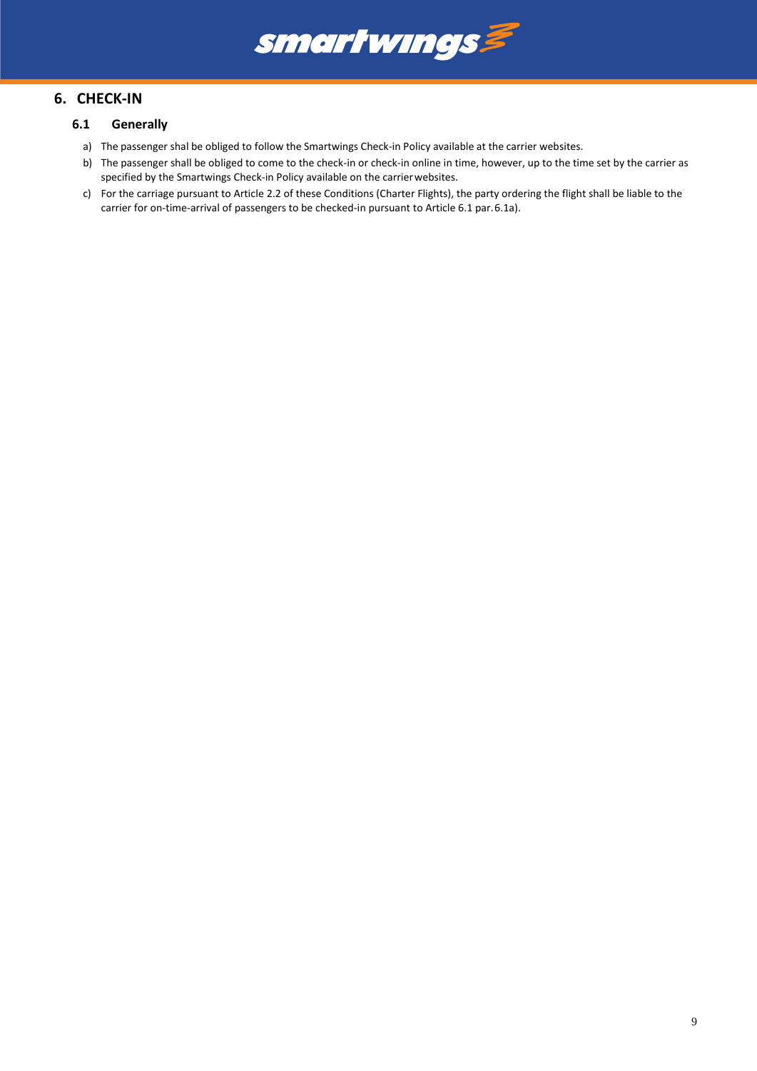## 6. CHECK-IN

### 6.1 Generally

a) The passenger shal be obliged to follow the Smartwings Check-in Policy available at the carrier websites.

b) The passenger shall be obliged to come to the check-in or check-in online in time, however, up to the time set by the carrier as specified by the Smartwings Check-in Policy available on the carrier websites.

c) For the carriage pursuant to Article 2.2 of these Conditions (Charter Flights), the party ordering the flight shall be liable to the carrier for on-time-arrival of passengers to be checked-in pursuant to Article 6.1 par. 6.1a).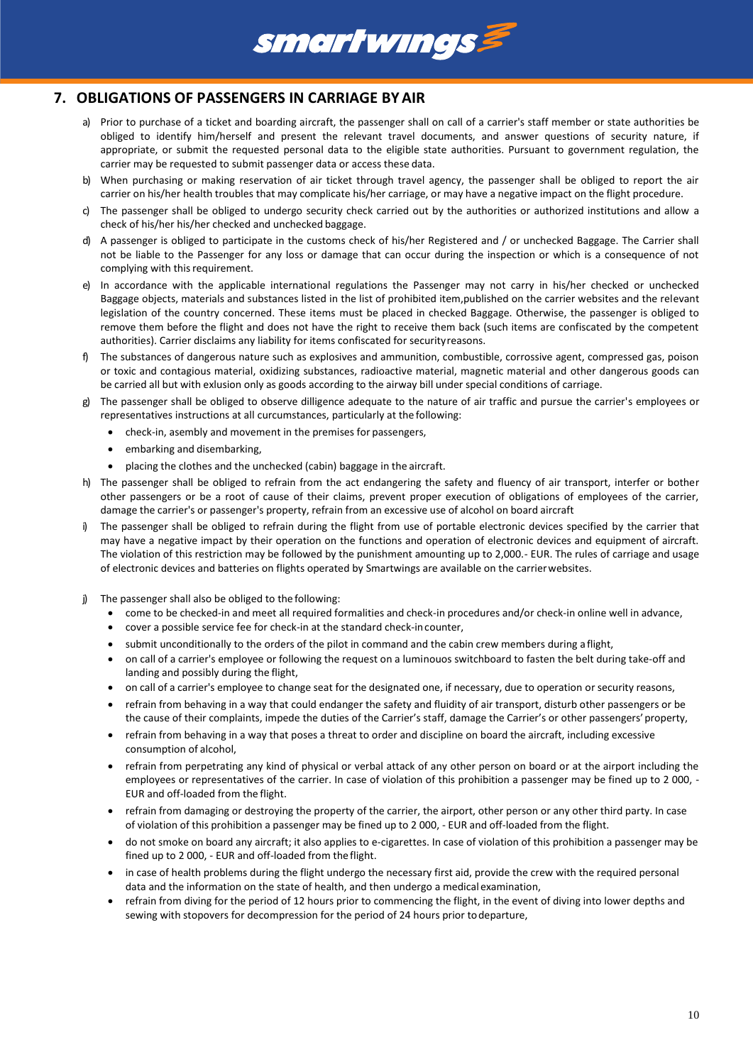## 7. OBLIGATIONS OF PASSENGERS IN CARRIAGE BY AIR

a) Prior to purchase of a ticket and boarding aircraft, the passenger shall on call of a carrier's staff member or state authorities be obliged to identify him/herself and present the relevant travel documents, and answer questions of security nature, if appropriate, or submit the requested personal data to the eligible state authorities. Pursuant to government regulation, the carrier may be requested to submit passenger data or access these data.

b) When purchasing or making reservation of air ticket through travel agency, the passenger shall be obliged to report the air carrier on his/her health troubles that may complicate his/her carriage, or may have a negative impact on the flight procedure.

c) The passenger shall be obliged to undergo security check carried out by the authorities or authorized institutions and allow a check of his/her his/her checked and unchecked baggage.

d) A passenger is obliged to participate in the customs check of his/her Registered and / or unchecked Baggage. The Carrier shall not be liable to the Passenger for any loss or damage that can occur during the inspection or which is a consequence of not complying with this requirement.

e) In accordance with the applicable international regulations the Passenger may not carry in his/her checked or unchecked Baggage objects, materials and substances listed in the list of prohibited item,published on the carrier websites and the relevant legislation of the country concerned. These items must be placed in checked Baggage. Otherwise, the passenger is obliged to remove them before the flight and does not have the right to receive them back (such items are confiscated by the competent authorities). Carrier disclaims any liability for items confiscated for security reasons.

f) The substances of dangerous nature such as explosives and ammunition, combustible, corrossive agent, compressed gas, poison or toxic and contagious material, oxidizing substances, radioactive material, magnetic material and other dangerous goods can be carried all but with exlusion only as goods according to the airway bill under special conditions of carriage.

g) The passenger shall be obliged to observe dilligence adequate to the nature of air traffic and pursue the carrier's employees or representatives instructions at all curcumstances, particularly at the following:
   - check-in, asembly and movement in the premises for passengers,
   - embarking and disembarking,
   - placing the clothes and the unchecked (cabin) baggage in the aircraft.

h) The passenger shall be obliged to refrain from the act endangering the safety and fluency of air transport, interfer or bother other passengers or be a root of cause of their claims, prevent proper execution of obligations of employees of the carrier, damage the carrier's or passenger's property, refrain from an excessive use of alcohol on board aircraft

i) The passenger shall be obliged to refrain during the flight from use of portable electronic devices specified by the carrier that may have a negative impact by their operation on the functions and operation of electronic devices and equipment of aircraft. The violation of this restriction may be followed by the punishment amounting up to 2,000.- EUR. The rules of carriage and usage of electronic devices and batteries on flights operated by Smartwings are available on the carrier websites.

j) The passenger shall also be obliged to the following:
   - come to be checked-in and meet all required formalities and check-in procedures and/or check-in online well in advance,
   - cover a possible service fee for check-in at the standard check-in counter,
   - submit unconditionally to the orders of the pilot in command and the cabin crew members during a flight,
   - on call of a carrier's employee or following the request on a luminouos switchboard to fasten the belt during take-off and landing and possibly during the flight,
   - on call of a carrier's employee to change seat for the designated one, if necessary, due to operation or security reasons,
   - refrain from behaving in a way that could endanger the safety and fluidity of air transport, disturb other passengers or be the cause of their complaints, impede the duties of the Carrier's staff, damage the Carrier's or other passengers' property,
   - refrain from behaving in a way that poses a threat to order and discipline on board the aircraft, including excessive consumption of alcohol,
   - refrain from perpetrating any kind of physical or verbal attack of any other person on board or at the airport including the employees or representatives of the carrier. In case of violation of this prohibition a passenger may be fined up to 2 000, - EUR and off-loaded from the flight.
   - refrain from damaging or destroying the property of the carrier, the airport, other person or any other third party. In case of violation of this prohibition a passenger may be fined up to 2 000, - EUR and off-loaded from the flight.
   - do not smoke on board any aircraft; it also applies to e-cigarettes. In case of violation of this prohibition a passenger may be fined up to 2 000, - EUR and off-loaded from the flight.
   - in case of health problems during the flight undergo the necessary first aid, provide the crew with the required personal data and the information on the state of health, and then undergo a medical examination,
   - refrain from diving for the period of 12 hours prior to commencing the flight, in the event of diving into lower depths and sewing with stopovers for decompression for the period of 24 hours prior to departure,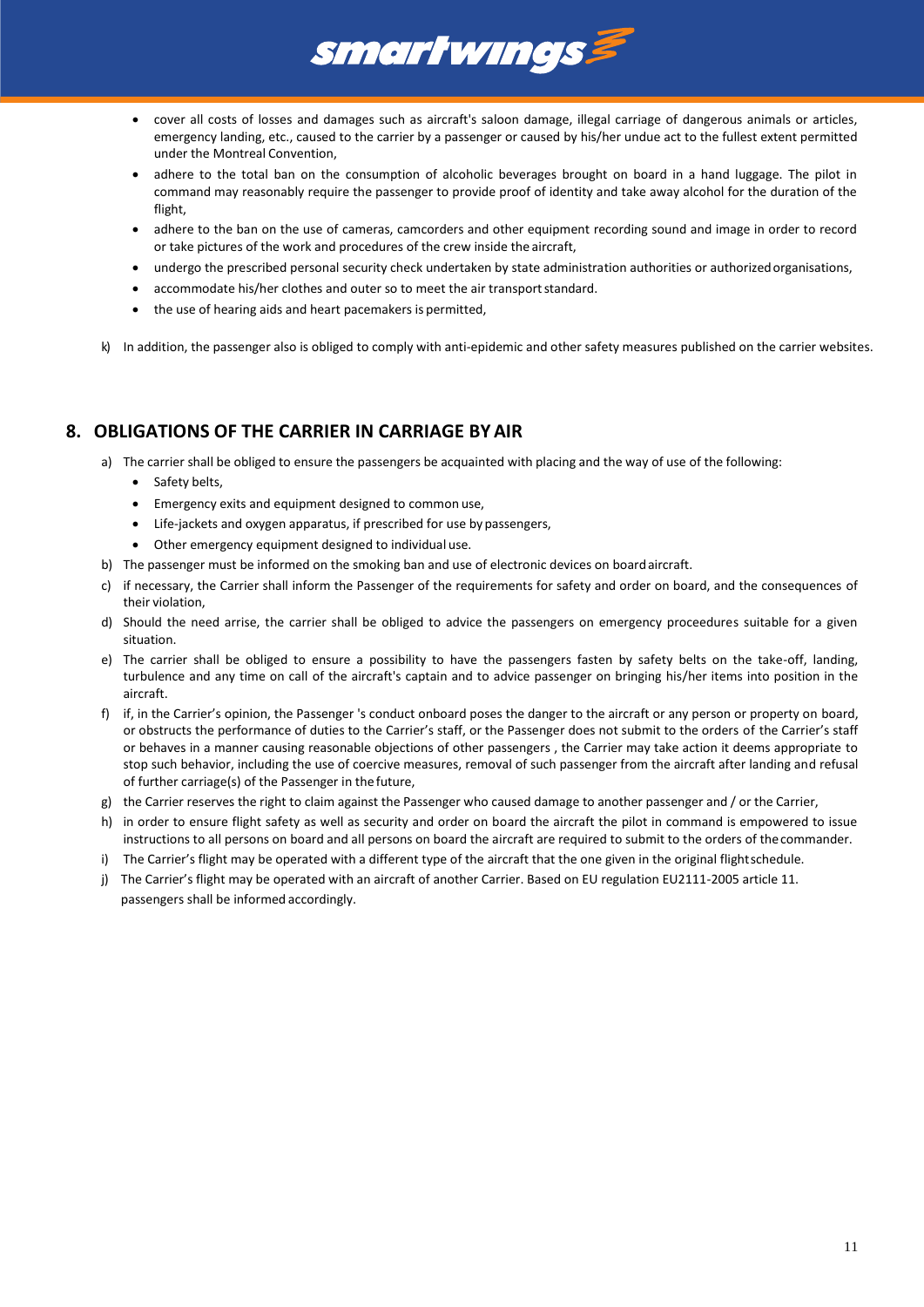- cover all costs of losses and damages such as aircraft's saloon damage, illegal carriage of dangerous animals or articles, emergency landing, etc., caused to the carrier by a passenger or caused by his/her undue act to the fullest extent permitted under the Montreal Convention,
- adhere to the total ban on the consumption of alcoholic beverages brought on board in a hand luggage. The pilot in command may reasonably require the passenger to provide proof of identity and take away alcohol for the duration of the flight,
- adhere to the ban on the use of cameras, camcorders and other equipment recording sound and image in order to record or take pictures of the work and procedures of the crew inside the aircraft,
- undergo the prescribed personal security check undertaken by state administration authorities or authorized organisations,
- accommodate his/her clothes and outer so to meet the air transport standard.
- the use of hearing aids and heart pacemakers is permitted,

k) In addition, the passenger also is obliged to comply with anti-epidemic and other safety measures published on the carrier websites.

## 8. OBLIGATIONS OF THE CARRIER IN CARRIAGE BY AIR

a) The carrier shall be obliged to ensure the passengers be acquainted with placing and the way of use of the following:
   - Safety belts,
   - Emergency exits and equipment designed to common use,
   - Life-jackets and oxygen apparatus, if prescribed for use by passengers,
   - Other emergency equipment designed to individual use.

b) The passenger must be informed on the smoking ban and use of electronic devices on board aircraft.

c) if necessary, the Carrier shall inform the Passenger of the requirements for safety and order on board, and the consequences of their violation,

d) Should the need arise, the carrier shall be obliged to advice the passengers on emergency proceedures suitable for a given situation.

e) The carrier shall be obliged to ensure a possibility to have the passengers fasten by safety belts on the take-off, landing, turbulence and any time on call of the aircraft's captain and to advice passenger on bringing his/her items into position in the aircraft.

f) if, in the Carrier's opinion, the Passenger 's conduct onboard poses the danger to the aircraft or any person or property on board, or obstructs the performance of duties to the Carrier's staff, or the Passenger does not submit to the orders of the Carrier's staff or behaves in a manner causing reasonable objections of other passengers , the Carrier may take action it deems appropriate to stop such behavior, including the use of coercive measures, removal of such passenger from the aircraft after landing and refusal of further carriage(s) of the Passenger in the future,

g) the Carrier reserves the right to claim against the Passenger who caused damage to another passenger and / or the Carrier,

h) in order to ensure flight safety as well as security and order on board the aircraft the pilot in command is empowered to issue instructions to all persons on board and all persons on board the aircraft are required to submit to the orders of the commander.

i) The Carrier's flight may be operated with a different type of the aircraft that the one given in the original flight schedule.

j) The Carrier's flight may be operated with an aircraft of another Carrier. Based on EU regulation EU2111-2005 article 11. passengers shall be informed accordingly.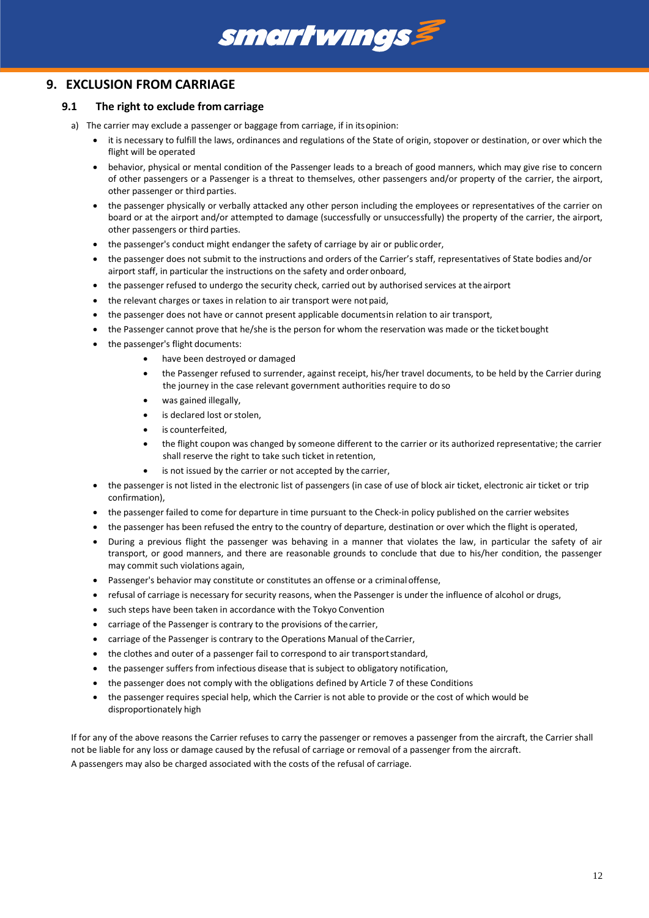## 9. EXCLUSION FROM CARRIAGE

### 9.1 The right to exclude from carriage

a) The carrier may exclude a passenger or baggage from carriage, if in its opinion:

- it is necessary to fulfill the laws, ordinances and regulations of the State of origin, stopover or destination, or over which the flight will be operated
- behavior, physical or mental condition of the Passenger leads to a breach of good manners, which may give rise to concern of other passengers or a Passenger is a threat to themselves, other passengers and/or property of the carrier, the airport, other passenger or third parties.
- the passenger physically or verbally attacked any other person including the employees or representatives of the carrier on board or at the airport and/or attempted to damage (successfully or unsuccessfully) the property of the carrier, the airport, other passengers or third parties.
- the passenger's conduct might endanger the safety of carriage by air or public order,
- the passenger does not submit to the instructions and orders of the Carrier's staff, representatives of State bodies and/or airport staff, in particular the instructions on the safety and order onboard,
- the passenger refused to undergo the security check, carried out by authorised services at the airport
- the relevant charges or taxes in relation to air transport were not paid,
- the passenger does not have or cannot present applicable documents in relation to air transport,
- the Passenger cannot prove that he/she is the person for whom the reservation was made or the ticket bought
- the passenger's flight documents:
  - have been destroyed or damaged
  - the Passenger refused to surrender, against receipt, his/her travel documents, to be held by the Carrier during the journey in the case relevant government authorities require to do so
  - was gained illegally,
  - is declared lost or stolen,
  - is counterfeited,
  - the flight coupon was changed by someone different to the carrier or its authorized representative; the carrier shall reserve the right to take such ticket in retention,
  - is not issued by the carrier or not accepted by the carrier,
- the passenger is not listed in the electronic list of passengers (in case of use of block air ticket, electronic air ticket or trip confirmation),
- the passenger failed to come for departure in time pursuant to the Check-in policy published on the carrier websites
- the passenger has been refused the entry to the country of departure, destination or over which the flight is operated,
- During a previous flight the passenger was behaving in a manner that violates the law, in particular the safety of air transport, or good manners, and there are reasonable grounds to conclude that due to his/her condition, the passenger may commit such violations again,
- Passenger's behavior may constitute or constitutes an offense or a criminal offense,
- refusal of carriage is necessary for security reasons, when the Passenger is under the influence of alcohol or drugs,
- such steps have been taken in accordance with the Tokyo Convention
- carriage of the Passenger is contrary to the provisions of the carrier,
- carriage of the Passenger is contrary to the Operations Manual of the Carrier,
- the clothes and outer of a passenger fail to correspond to air transport standard,
- the passenger suffers from infectious disease that is subject to obligatory notification,
- the passenger does not comply with the obligations defined by Article 7 of these Conditions
- the passenger requires special help, which the Carrier is not able to provide or the cost of which would be disproportionately high

If for any of the above reasons the Carrier refuses to carry the passenger or removes a passenger from the aircraft, the Carrier shall not be liable for any loss or damage caused by the refusal of carriage or removal of a passenger from the aircraft.
A passengers may also be charged associated with the costs of the refusal of carriage.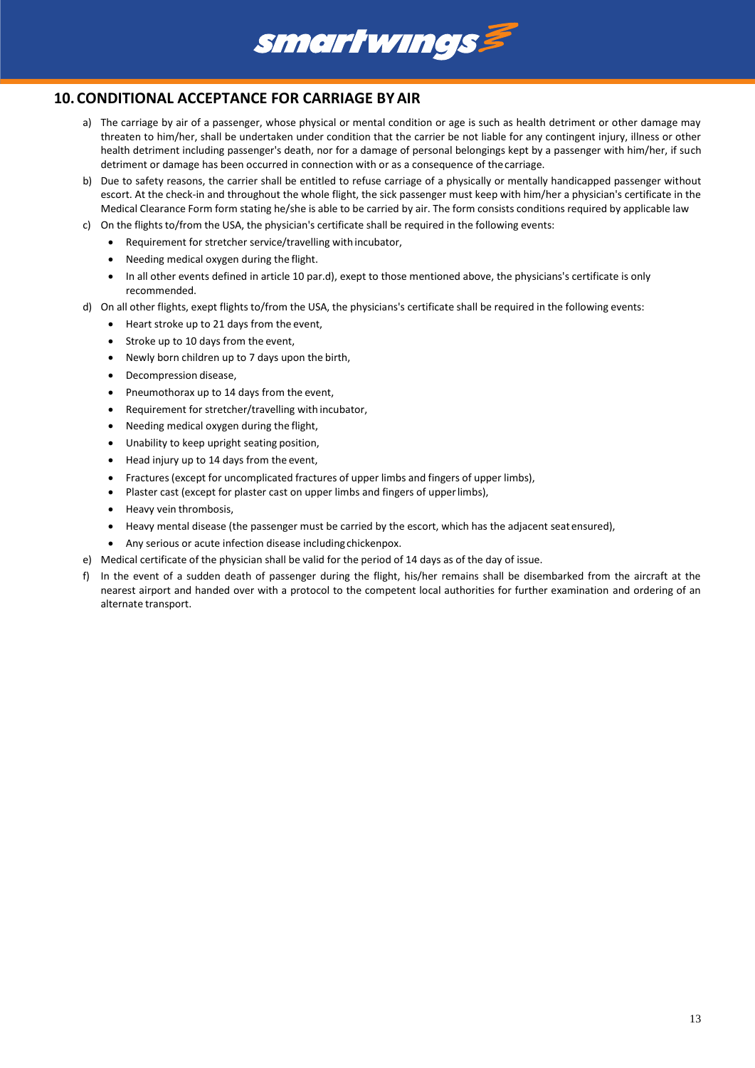## 10. CONDITIONAL ACCEPTANCE FOR CARRIAGE BY AIR

a) The carriage by air of a passenger, whose physical or mental condition or age is such as health detriment or other damage may threaten to him/her, shall be undertaken under condition that the carrier be not liable for any contingent injury, illness or other health detriment including passenger's death, nor for a damage of personal belongings kept by a passenger with him/her, if such detriment or damage has been occurred in connection with or as a consequence of the carriage.

b) Due to safety reasons, the carrier shall be entitled to refuse carriage of a physically or mentally handicapped passenger without escort. At the check-in and throughout the whole flight, the sick passenger must keep with him/her a physician's certificate in the Medical Clearance Form form stating he/she is able to be carried by air. The form consists conditions required by applicable law

c) On the flights to/from the USA, the physician's certificate shall be required in the following events:
   - Requirement for stretcher service/travelling with incubator,
   - Needing medical oxygen during the flight.
   - In all other events defined in article 10 par.d), exept to those mentioned above, the physicians's certificate is only recommended.

d) On all other flights, exept flights to/from the USA, the physicians's certificate shall be required in the following events:
   - Heart stroke up to 21 days from the event,
   - Stroke up to 10 days from the event,
   - Newly born children up to 7 days upon the birth,
   - Decompression disease,
   - Pneumothorax up to 14 days from the event,
   - Requirement for stretcher/travelling with incubator,
   - Needing medical oxygen during the flight,
   - Unability to keep upright seating position,
   - Head injury up to 14 days from the event,
   - Fractures (except for uncomplicated fractures of upper limbs and fingers of upper limbs),
   - Plaster cast (except for plaster cast on upper limbs and fingers of upper limbs),
   - Heavy vein thrombosis,
   - Heavy mental disease (the passenger must be carried by the escort, which has the adjacent seat ensured),
   - Any serious or acute infection disease including chickenpox.

e) Medical certificate of the physician shall be valid for the period of 14 days as of the day of issue.

f) In the event of a sudden death of passenger during the flight, his/her remains shall be disembarked from the aircraft at the nearest airport and handed over with a protocol to the competent local authorities for further examination and ordering of an alternate transport.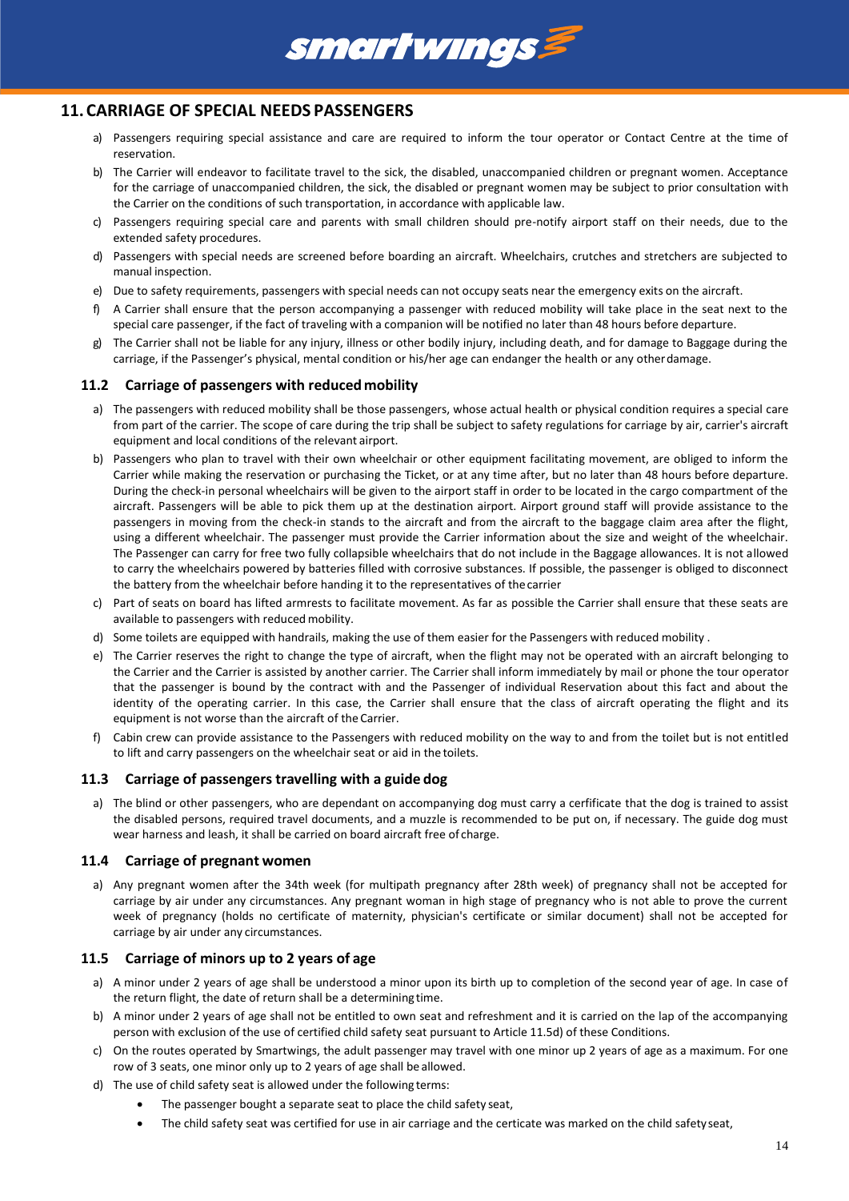# 11. CARRIAGE OF SPECIAL NEEDS PASSENGERS

a) Passengers requiring special assistance and care are required to inform the tour operator or Contact Centre at the time of reservation.

b) The Carrier will endeavor to facilitate travel to the sick, the disabled, unaccompanied children or pregnant women. Acceptance for the carriage of unaccompanied children, the sick, the disabled or pregnant women may be subject to prior consultation with the Carrier on the conditions of such transportation, in accordance with applicable law.

c) Passengers requiring special care and parents with small children should pre-notify airport staff on their needs, due to the extended safety procedures.

d) Passengers with special needs are screened before boarding an aircraft. Wheelchairs, crutches and stretchers are subjected to manual inspection.

e) Due to safety requirements, passengers with special needs can not occupy seats near the emergency exits on the aircraft.

f) A Carrier shall ensure that the person accompanying a passenger with reduced mobility will take place in the seat next to the special care passenger, if the fact of traveling with a companion will be notified no later than 48 hours before departure.

g) The Carrier shall not be liable for any injury, illness or other bodily injury, including death, and for damage to Baggage during the carriage, if the Passenger's physical, mental condition or his/her age can endanger the health or any other damage.

## 11.2 Carriage of passengers with reduced mobility

a) The passengers with reduced mobility shall be those passengers, whose actual health or physical condition requires a special care from part of the carrier. The scope of care during the trip shall be subject to safety regulations for carriage by air, carrier's aircraft equipment and local conditions of the relevant airport.

b) Passengers who plan to travel with their own wheelchair or other equipment facilitating movement, are obliged to inform the Carrier while making the reservation or purchasing the Ticket, or at any time after, but no later than 48 hours before departure. During the check-in personal wheelchairs will be given to the airport staff in order to be located in the cargo compartment of the aircraft. Passengers will be able to pick them up at the destination airport. Airport ground staff will provide assistance to the passengers in moving from the check-in stands to the aircraft and from the aircraft to the baggage claim area after the flight, using a different wheelchair. The passenger must provide the Carrier information about the size and weight of the wheelchair. The Passenger can carry for free two fully collapsible wheelchairs that do not include in the Baggage allowances. It is not allowed to carry the wheelchairs powered by batteries filled with corrosive substances. If possible, the passenger is obliged to disconnect the battery from the wheelchair before handing it to the representatives of the carrier

c) Part of seats on board has lifted armrests to facilitate movement. As far as possible the Carrier shall ensure that these seats are available to passengers with reduced mobility.

d) Some toilets are equipped with handrails, making the use of them easier for the Passengers with reduced mobility .

e) The Carrier reserves the right to change the type of aircraft, when the flight may not be operated with an aircraft belonging to the Carrier and the Carrier is assisted by another carrier. The Carrier shall inform immediately by mail or phone the tour operator that the passenger is bound by the contract with and the Passenger of individual Reservation about this fact and about the identity of the operating carrier. In this case, the Carrier shall ensure that the class of aircraft operating the flight and its equipment is not worse than the aircraft of the Carrier.

f) Cabin crew can provide assistance to the Passengers with reduced mobility on the way to and from the toilet but is not entitled to lift and carry passengers on the wheelchair seat or aid in the toilets.

## 11.3 Carriage of passengers travelling with a guide dog

a) The blind or other passengers, who are dependant on accompanying dog must carry a cerfificate that the dog is trained to assist the disabled persons, required travel documents, and a muzzle is recommended to be put on, if necessary. The guide dog must wear harness and leash, it shall be carried on board aircraft free of charge.

## 11.4 Carriage of pregnant women

a) Any pregnant women after the 34th week (for multipath pregnancy after 28th week) of pregnancy shall not be accepted for carriage by air under any circumstances. Any pregnant woman in high stage of pregnancy who is not able to prove the current week of pregnancy (holds no certificate of maternity, physician's certificate or similar document) shall not be accepted for carriage by air under any circumstances.

## 11.5 Carriage of minors up to 2 years of age

a) A minor under 2 years of age shall be understood a minor upon its birth up to completion of the second year of age. In case of the return flight, the date of return shall be a determining time.

b) A minor under 2 years of age shall not be entitled to own seat and refreshment and it is carried on the lap of the accompanying person with exclusion of the use of certified child safety seat pursuant to Article 11.5d) of these Conditions.

c) On the routes operated by Smartwings, the adult passenger may travel with one minor up 2 years of age as a maximum. For one row of 3 seats, one minor only up to 2 years of age shall be allowed.

d) The use of child safety seat is allowed under the following terms:

- The passenger bought a separate seat to place the child safety seat,
- The child safety seat was certified for use in air carriage and the certicate was marked on the child safety seat,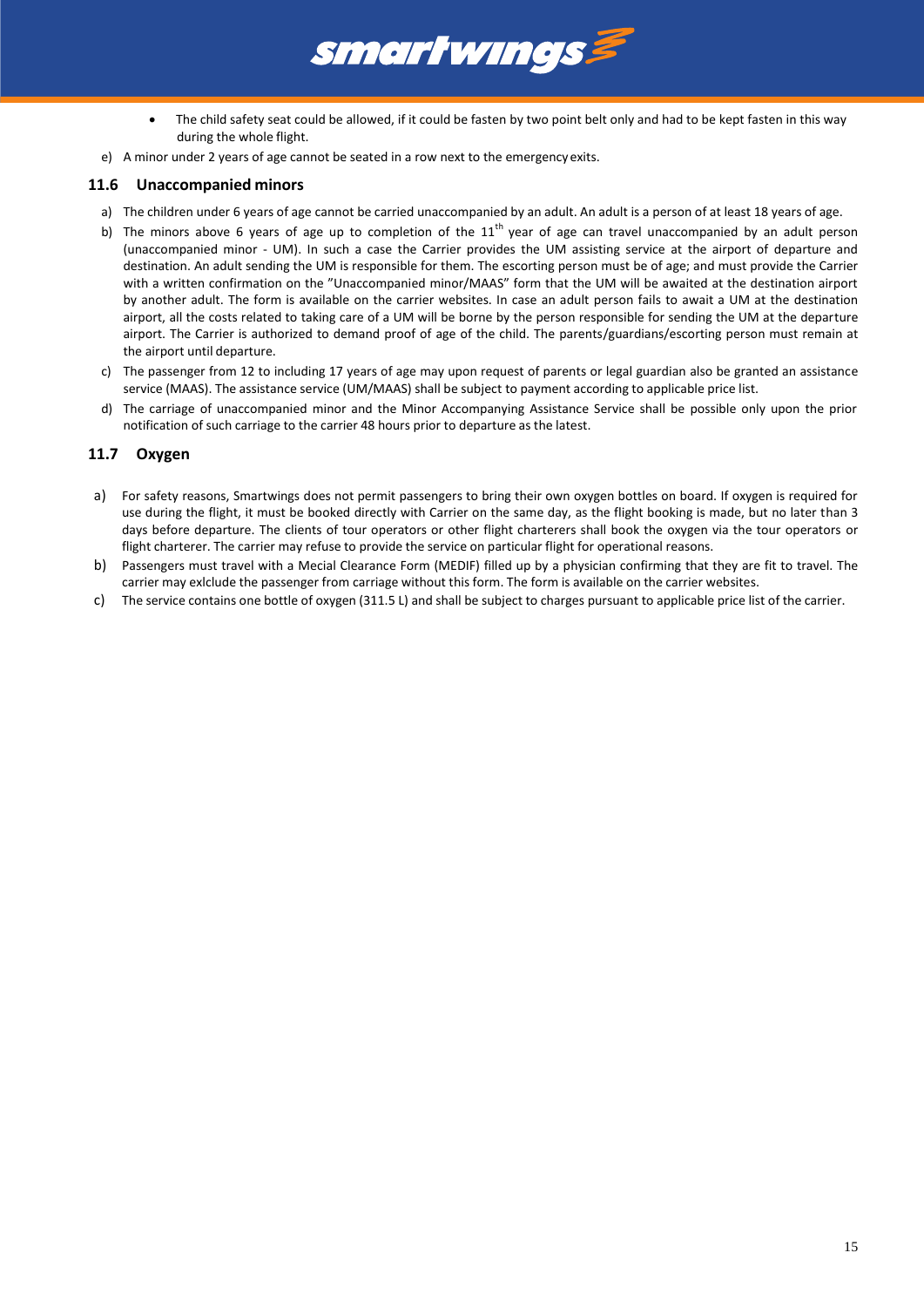- The child safety seat could be allowed, if it could be fasten by two point belt only and had to be kept fasten in this way during the whole flight.

e) A minor under 2 years of age cannot be seated in a row next to the emergency exits.

## 11.6 Unaccompanied minors

a) The children under 6 years of age cannot be carried unaccompanied by an adult. An adult is a person of at least 18 years of age.

b) The minors above 6 years of age up to completion of the 11th year of age can travel unaccompanied by an adult person (unaccompanied minor - UM). In such a case the Carrier provides the UM assisting service at the airport of departure and destination. An adult sending the UM is responsible for them. The escorting person must be of age; and must provide the Carrier with a written confirmation on the "Unaccompanied minor/MAAS" form that the UM will be awaited at the destination airport by another adult. The form is available on the carrier websites. In case an adult person fails to await a UM at the destination airport, all the costs related to taking care of a UM will be borne by the person responsible for sending the UM at the departure airport. The Carrier is authorized to demand proof of age of the child. The parents/guardians/escorting person must remain at the airport until departure.

c) The passenger from 12 to including 17 years of age may upon request of parents or legal guardian also be granted an assistance service (MAAS). The assistance service (UM/MAAS) shall be subject to payment according to applicable price list.

d) The carriage of unaccompanied minor and the Minor Accompanying Assistance Service shall be possible only upon the prior notification of such carriage to the carrier 48 hours prior to departure as the latest.

## 11.7 Oxygen

a) For safety reasons, Smartwings does not permit passengers to bring their own oxygen bottles on board. If oxygen is required for use during the flight, it must be booked directly with Carrier on the same day, as the flight booking is made, but no later than 3 days before departure. The clients of tour operators or other flight charterers shall book the oxygen via the tour operators or flight charterer. The carrier may refuse to provide the service on particular flight for operational reasons.

b) Passengers must travel with a Mecial Clearance Form (MEDIF) filled up by a physician confirming that they are fit to travel. The carrier may exlclude the passenger from carriage without this form. The form is available on the carrier websites.

c) The service contains one bottle of oxygen (311.5 L) and shall be subject to charges pursuant to applicable price list of the carrier.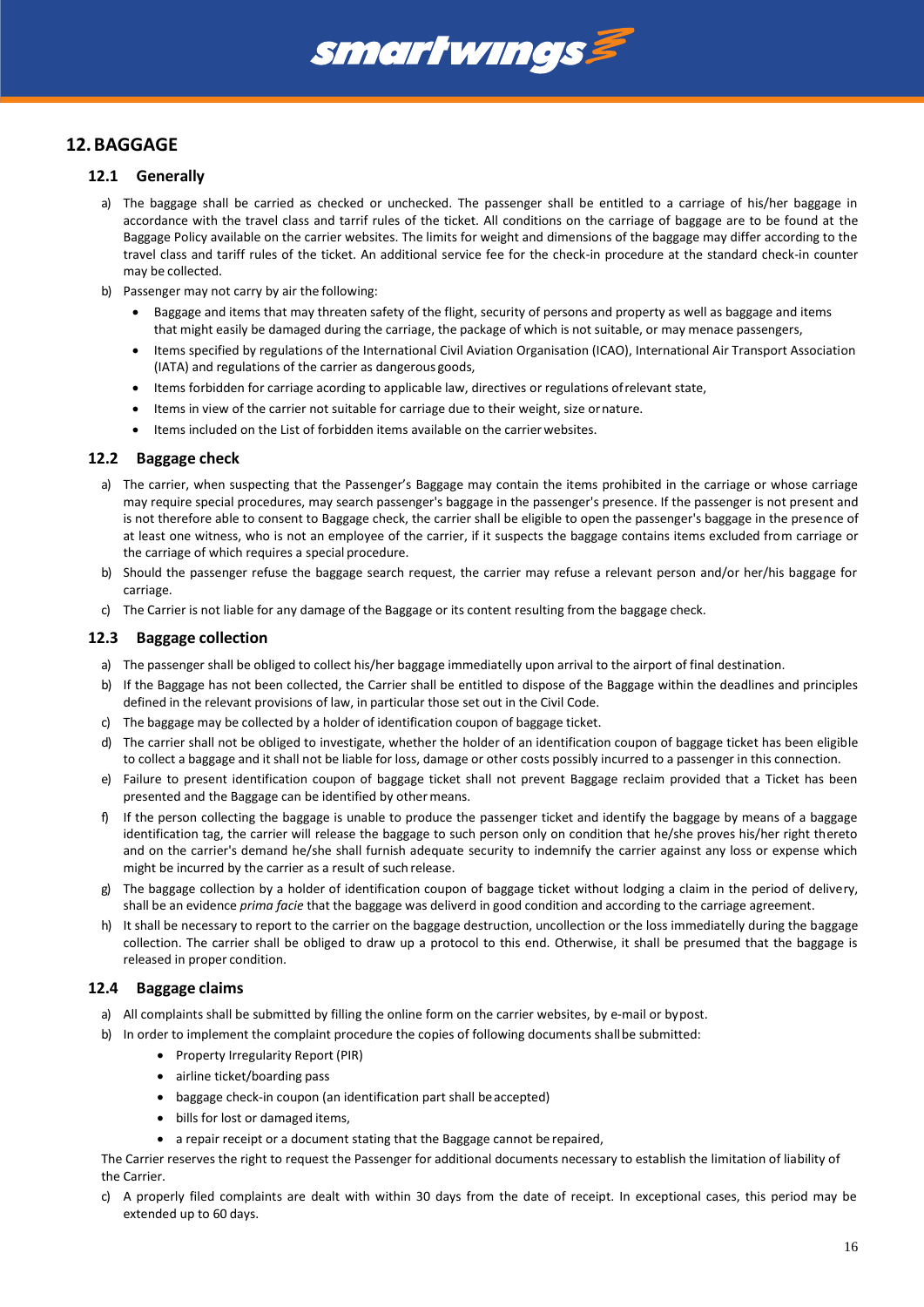# 12. BAGGAGE

## 12.1 Generally

a) The baggage shall be carried as checked or unchecked. The passenger shall be entitled to a carriage of his/her baggage in accordance with the travel class and tarrif rules of the ticket. All conditions on the carriage of baggage are to be found at the Baggage Policy available on the carrier websites. The limits for weight and dimensions of the baggage may differ according to the travel class and tariff rules of the ticket. An additional service fee for the check-in procedure at the standard check-in counter may be collected.

b) Passenger may not carry by air the following:

- Baggage and items that may threaten safety of the flight, security of persons and property as well as baggage and items that might easily be damaged during the carriage, the package of which is not suitable, or may menace passengers,
- Items specified by regulations of the International Civil Aviation Organisation (ICAO), International Air Transport Association (IATA) and regulations of the carrier as dangerous goods,
- Items forbidden for carriage acording to applicable law, directives or regulations of relevant state,
- Items in view of the carrier not suitable for carriage due to their weight, size or nature.
- Items included on the List of forbidden items available on the carrier websites.

## 12.2 Baggage check

a) The carrier, when suspecting that the Passenger's Baggage may contain the items prohibited in the carriage or whose carriage may require special procedures, may search passenger's baggage in the passenger's presence. If the passenger is not present and is not therefore able to consent to Baggage check, the carrier shall be eligible to open the passenger's baggage in the presence of at least one witness, who is not an employee of the carrier, if it suspects the baggage contains items excluded from carriage or the carriage of which requires a special procedure.

b) Should the passenger refuse the baggage search request, the carrier may refuse a relevant person and/or her/his baggage for carriage.

c) The Carrier is not liable for any damage of the Baggage or its content resulting from the baggage check.

## 12.3 Baggage collection

a) The passenger shall be obliged to collect his/her baggage immediately upon arrival to the airport of final destination.

b) If the Baggage has not been collected, the Carrier shall be entitled to dispose of the Baggage within the deadlines and principles defined in the relevant provisions of law, in particular those set out in the Civil Code.

c) The baggage may be collected by a holder of identification coupon of baggage ticket.

d) The carrier shall not be obliged to investigate, whether the holder of an identification coupon of baggage ticket has been eligible to collect a baggage and it shall not be liable for loss, damage or other costs possibly incurred to a passenger in this connection.

e) Failure to present identification coupon of baggage ticket shall not prevent Baggage reclaim provided that a Ticket has been presented and the Baggage can be identified by other means.

f) If the person collecting the baggage is unable to produce the passenger ticket and identify the baggage by means of a baggage identification tag, the carrier will release the baggage to such person only on condition that he/she proves his/her right thereto and on the carrier's demand he/she shall furnish adequate security to indemnify the carrier against any loss or expense which might be incurred by the carrier as a result of such release.

g) The baggage collection by a holder of identification coupon of baggage ticket without lodging a claim in the period of delivery, shall be an evidence *prima facie* that the baggage was deliverd in good condition and according to the carriage agreement.

h) It shall be necessary to report to the carrier on the baggage destruction, uncollection or the loss immediately during the baggage collection. The carrier shall be obliged to draw up a protocol to this end. Otherwise, it shall be presumed that the baggage is released in proper condition.

## 12.4 Baggage claims

a) All complaints shall be submitted by filling the online form on the carrier websites, by e-mail or by post.

b) In order to implement the complaint procedure the copies of following documents shall be submitted:

- Property Irregularity Report (PIR)
- airline ticket/boarding pass
- baggage check-in coupon (an identification part shall be accepted)
- bills for lost or damaged items,
- a repair receipt or a document stating that the Baggage cannot be repaired,

The Carrier reserves the right to request the Passenger for additional documents necessary to establish the limitation of liability of the Carrier.

c) A properly filed complaints are dealt with within 30 days from the date of receipt. In exceptional cases, this period may be extended up to 60 days.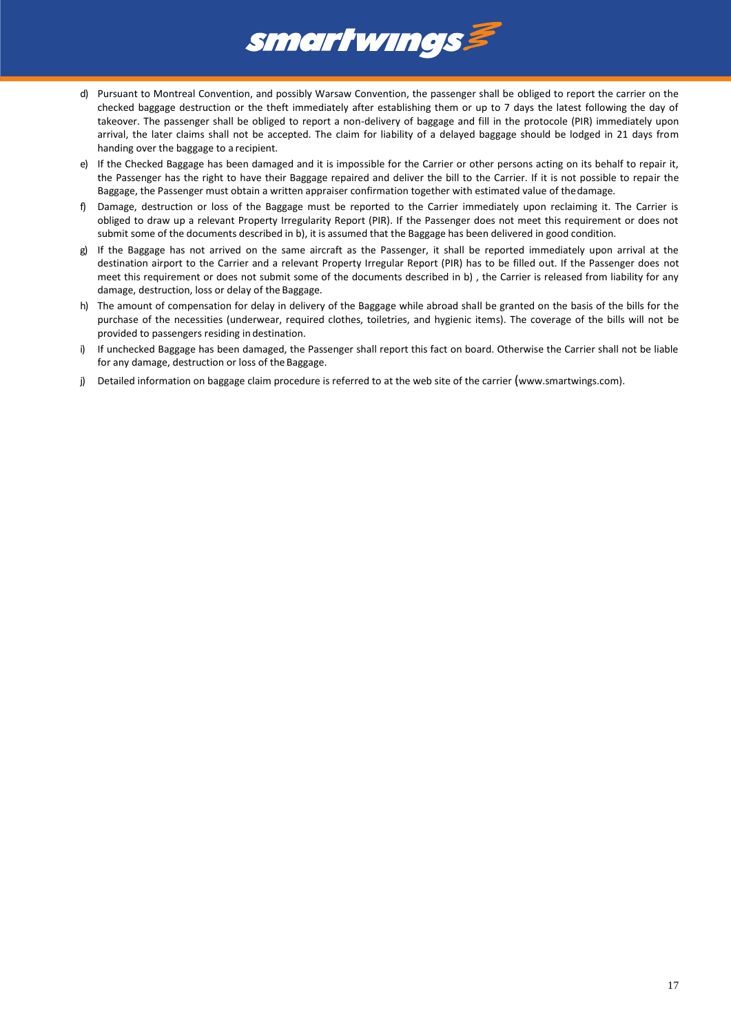d) Pursuant to Montreal Convention, and possibly Warsaw Convention, the passenger shall be obliged to report the carrier on the checked baggage destruction or the theft immediately after establishing them or up to 7 days the latest following the day of takeover. The passenger shall be obliged to report a non-delivery of baggage and fill in the protocole (PIR) immediately upon arrival, the later claims shall not be accepted. The claim for liability of a delayed baggage should be lodged in 21 days from handing over the baggage to a recipient.

e) If the Checked Baggage has been damaged and it is impossible for the Carrier or other persons acting on its behalf to repair it, the Passenger has the right to have their Baggage repaired and deliver the bill to the Carrier. If it is not possible to repair the Baggage, the Passenger must obtain a written appraiser confirmation together with estimated value of the damage.

f) Damage, destruction or loss of the Baggage must be reported to the Carrier immediately upon reclaiming it. The Carrier is obliged to draw up a relevant Property Irregularity Report (PIR). If the Passenger does not meet this requirement or does not submit some of the documents described in b), it is assumed that the Baggage has been delivered in good condition.

g) If the Baggage has not arrived on the same aircraft as the Passenger, it shall be reported immediately upon arrival at the destination airport to the Carrier and a relevant Property Irregular Report (PIR) has to be filled out. If the Passenger does not meet this requirement or does not submit some of the documents described in b) , the Carrier is released from liability for any damage, destruction, loss or delay of the Baggage.

h) The amount of compensation for delay in delivery of the Baggage while abroad shall be granted on the basis of the bills for the purchase of the necessities (underwear, required clothes, toiletries, and hygienic items). The coverage of the bills will not be provided to passengers residing in destination.

i) If unchecked Baggage has been damaged, the Passenger shall report this fact on board. Otherwise the Carrier shall not be liable for any damage, destruction or loss of the Baggage.

j) Detailed information on baggage claim procedure is referred to at the web site of the carrier (www.smartwings.com).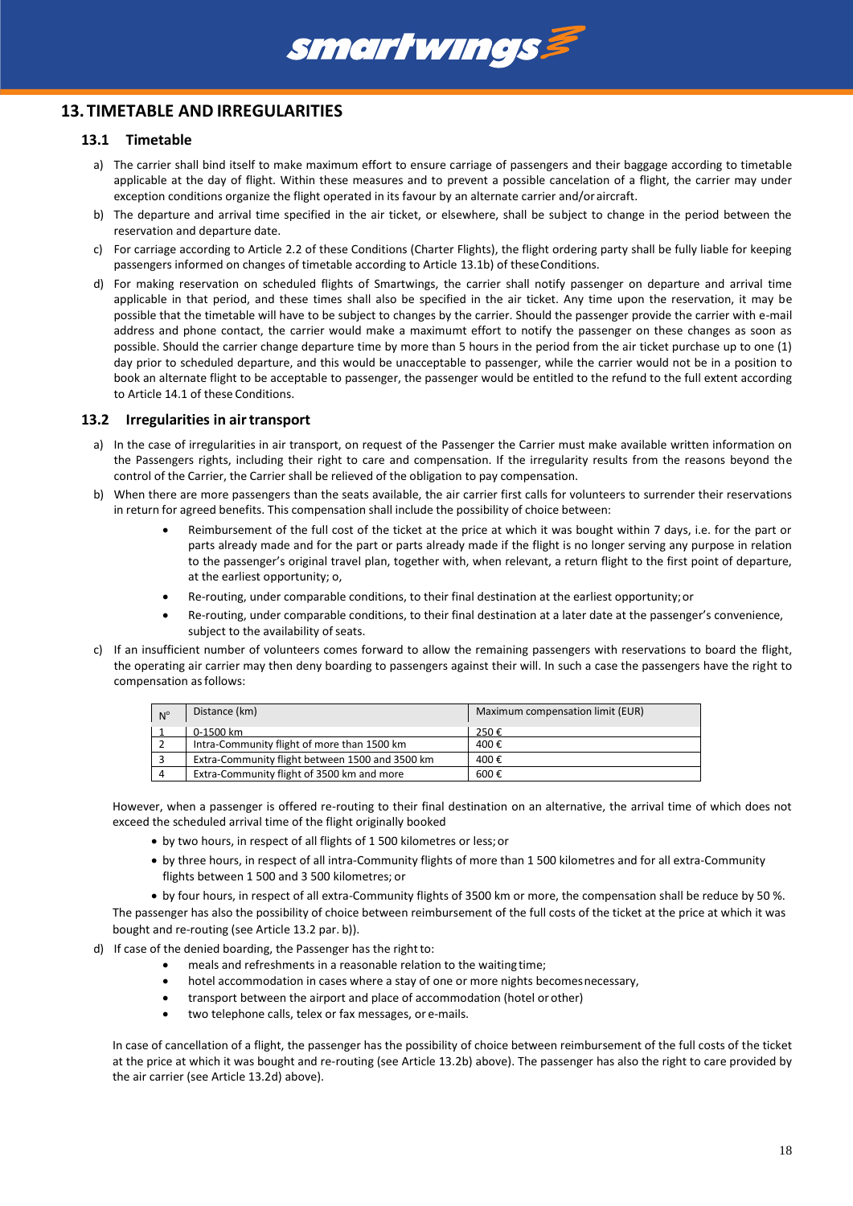## 13. TIMETABLE AND IRREGULARITIES

### 13.1 Timetable

a) The carrier shall bind itself to make maximum effort to ensure carriage of passengers and their baggage according to timetable applicable at the day of flight. Within these measures and to prevent a possible cancelation of a flight, the carrier may under exception conditions organize the flight operated in its favour by an alternate carrier and/or aircraft.

b) The departure and arrival time specified in the air ticket, or elsewhere, shall be subject to change in the period between the reservation and departure date.

c) For carriage according to Article 2.2 of these Conditions (Charter Flights), the flight ordering party shall be fully liable for keeping passengers informed on changes of timetable according to Article 13.1b) of these Conditions.

d) For making reservation on scheduled flights of Smartwings, the carrier shall notify passenger on departure and arrival time applicable in that period, and these times shall also be specified in the air ticket. Any time upon the reservation, it may be possible that the timetable will have to be subject to changes by the carrier. Should the passenger provide the carrier with e-mail address and phone contact, the carrier would make a maximumt effort to notify the passenger on these changes as soon as possible. Should the carrier change departure time by more than 5 hours in the period from the air ticket purchase up to one (1) day prior to scheduled departure, and this would be unacceptable to passenger, while the carrier would not be in a position to book an alternate flight to be acceptable to passenger, the passenger would be entitled to the refund to the full extent according to Article 14.1 of these Conditions.

### 13.2 Irregularities in air transport

a) In the case of irregularities in air transport, on request of the Passenger the Carrier must make available written information on the Passengers rights, including their right to care and compensation. If the irregularity results from the reasons beyond the control of the Carrier, the Carrier shall be relieved of the obligation to pay compensation.

b) When there are more passengers than the seats available, the air carrier first calls for volunteers to surrender their reservations in return for agreed benefits. This compensation shall include the possibility of choice between:

- Reimbursement of the full cost of the ticket at the price at which it was bought within 7 days, i.e. for the part or parts already made and for the part or parts already made if the flight is no longer serving any purpose in relation to the passenger's original travel plan, together with, when relevant, a return flight to the first point of departure, at the earliest opportunity; o,
- Re-routing, under comparable conditions, to their final destination at the earliest opportunity; or
- Re-routing, under comparable conditions, to their final destination at a later date at the passenger's convenience, subject to the availability of seats.

c) If an insufficient number of volunteers comes forward to allow the remaining passengers with reservations to board the flight, the operating air carrier may then deny boarding to passengers against their will. In such a case the passengers have the right to compensation as follows:

| N° | Distance (km) | Maximum compensation limit (EUR) |
|---|---|---|
| 1 | 0-1500 km | 250 € |
| 2 | Intra-Community flight of more than 1500 km | 400 € |
| 3 | Extra-Community flight between 1500 and 3500 km | 400 € |
| 4 | Extra-Community flight of 3500 km and more | 600 € |

However, when a passenger is offered re-routing to their final destination on an alternative, the arrival time of which does not exceed the scheduled arrival time of the flight originally booked

- by two hours, in respect of all flights of 1 500 kilometres or less; or
- by three hours, in respect of all intra-Community flights of more than 1 500 kilometres and for all extra-Community flights between 1 500 and 3 500 kilometres; or
- by four hours, in respect of all extra-Community flights of 3500 km or more, the compensation shall be reduce by 50 %.

The passenger has also the possibility of choice between reimbursement of the full costs of the ticket at the price at which it was bought and re-routing (see Article 13.2 par. b)).

d) If case of the denied boarding, the Passenger has the right to:

- meals and refreshments in a reasonable relation to the waiting time;
- hotel accommodation in cases where a stay of one or more nights becomes necessary,
- transport between the airport and place of accommodation (hotel or other)
- two telephone calls, telex or fax messages, or e-mails.

In case of cancellation of a flight, the passenger has the possibility of choice between reimbursement of the full costs of the ticket at the price at which it was bought and re-routing (see Article 13.2b) above). The passenger has also the right to care provided by the air carrier (see Article 13.2d) above).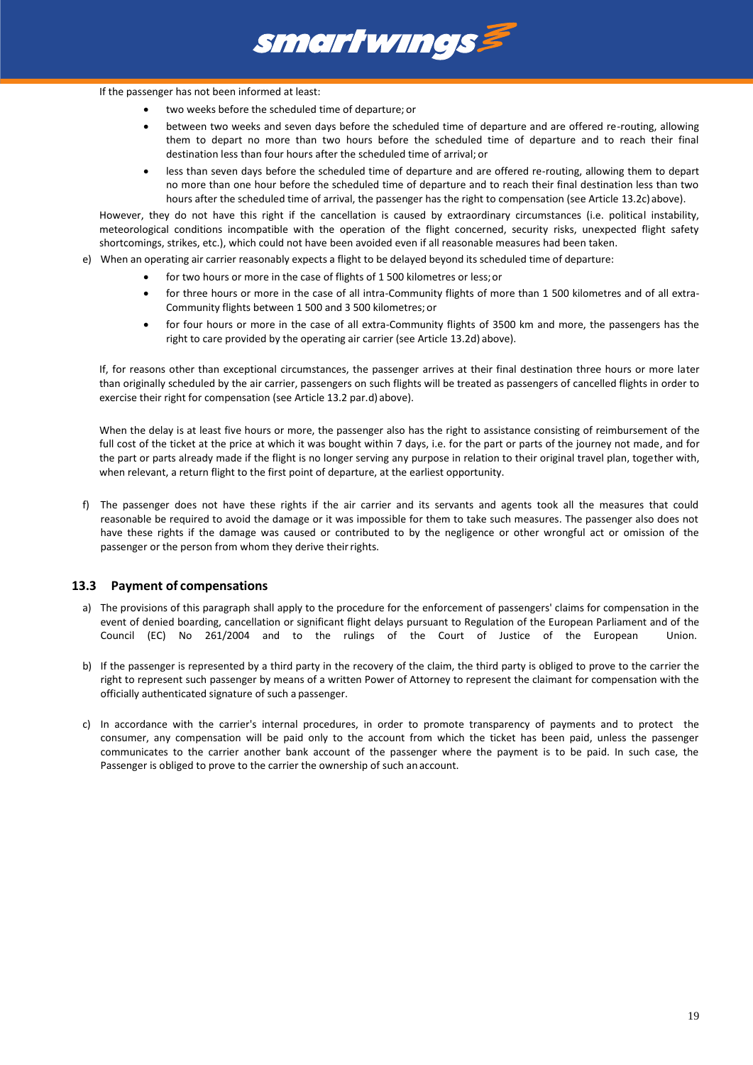If the passenger has not been informed at least:

- two weeks before the scheduled time of departure; or
- between two weeks and seven days before the scheduled time of departure and are offered re-routing, allowing them to depart no more than two hours before the scheduled time of departure and to reach their final destination less than four hours after the scheduled time of arrival; or
- less than seven days before the scheduled time of departure and are offered re-routing, allowing them to depart no more than one hour before the scheduled time of departure and to reach their final destination less than two hours after the scheduled time of arrival, the passenger has the right to compensation (see Article 13.2c) above).

However, they do not have this right if the cancellation is caused by extraordinary circumstances (i.e. political instability, meteorological conditions incompatible with the operation of the flight concerned, security risks, unexpected flight safety shortcomings, strikes, etc.), which could not have been avoided even if all reasonable measures had been taken.

e) When an operating air carrier reasonably expects a flight to be delayed beyond its scheduled time of departure:

- for two hours or more in the case of flights of 1 500 kilometres or less; or
- for three hours or more in the case of all intra-Community flights of more than 1 500 kilometres and of all extra-Community flights between 1 500 and 3 500 kilometres; or
- for four hours or more in the case of all extra-Community flights of 3500 km and more, the passengers has the right to care provided by the operating air carrier (see Article 13.2d) above).

If, for reasons other than exceptional circumstances, the passenger arrives at their final destination three hours or more later than originally scheduled by the air carrier, passengers on such flights will be treated as passengers of cancelled flights in order to exercise their right for compensation (see Article 13.2 par.d) above).

When the delay is at least five hours or more, the passenger also has the right to assistance consisting of reimbursement of the full cost of the ticket at the price at which it was bought within 7 days, i.e. for the part or parts of the journey not made, and for the part or parts already made if the flight is no longer serving any purpose in relation to their original travel plan, together with, when relevant, a return flight to the first point of departure, at the earliest opportunity.

f) The passenger does not have these rights if the air carrier and its servants and agents took all the measures that could reasonable be required to avoid the damage or it was impossible for them to take such measures. The passenger also does not have these rights if the damage was caused or contributed to by the negligence or other wrongful act or omission of the passenger or the person from whom they derive their rights.

### 13.3 Payment of compensations

a) The provisions of this paragraph shall apply to the procedure for the enforcement of passengers' claims for compensation in the event of denied boarding, cancellation or significant flight delays pursuant to Regulation of the European Parliament and of the Council (EC) No 261/2004 and to the rulings of the Court of Justice of the European Union.

b) If the passenger is represented by a third party in the recovery of the claim, the third party is obliged to prove to the carrier the right to represent such passenger by means of a written Power of Attorney to represent the claimant for compensation with the officially authenticated signature of such a passenger.

c) In accordance with the carrier's internal procedures, in order to promote transparency of payments and to protect the consumer, any compensation will be paid only to the account from which the ticket has been paid, unless the passenger communicates to the carrier another bank account of the passenger where the payment is to be paid. In such case, the Passenger is obliged to prove to the carrier the ownership of such an account.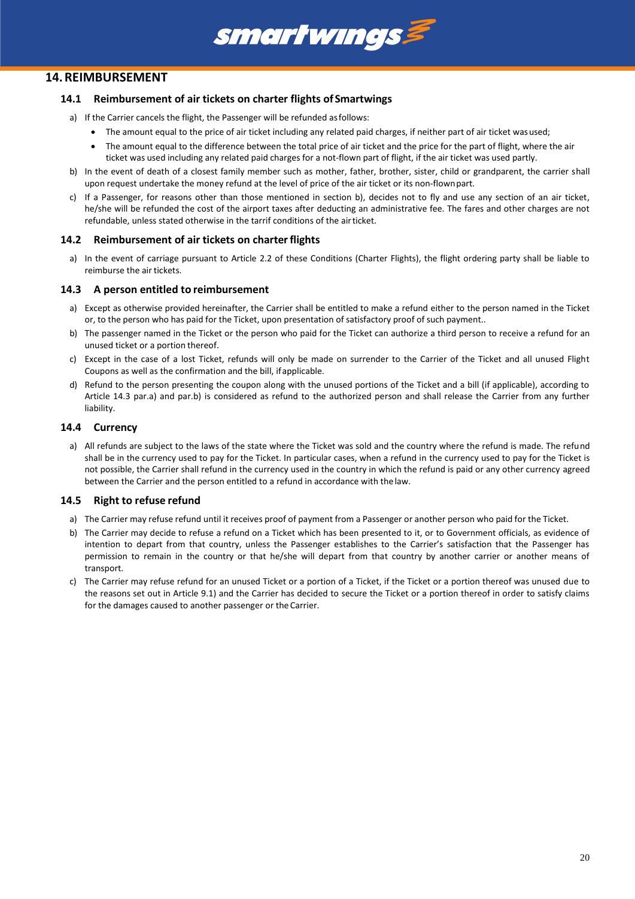## 14. REIMBURSEMENT

### 14.1 Reimbursement of air tickets on charter flights of Smartwings

a) If the Carrier cancels the flight, the Passenger will be refunded as follows:

- The amount equal to the price of air ticket including any related paid charges, if neither part of air ticket was used;
- The amount equal to the difference between the total price of air ticket and the price for the part of flight, where the air ticket was used including any related paid charges for a not-flown part of flight, if the air ticket was used partly.

b) In the event of death of a closest family member such as mother, father, brother, sister, child or grandparent, the carrier shall upon request undertake the money refund at the level of price of the air ticket or its non-flown part.

c) If a Passenger, for reasons other than those mentioned in section b), decides not to fly and use any section of an air ticket, he/she will be refunded the cost of the airport taxes after deducting an administrative fee. The fares and other charges are not refundable, unless stated otherwise in the tarrif conditions of the air ticket.

### 14.2 Reimbursement of air tickets on charter flights

a) In the event of carriage pursuant to Article 2.2 of these Conditions (Charter Flights), the flight ordering party shall be liable to reimburse the air tickets.

### 14.3 A person entitled to reimbursement

a) Except as otherwise provided hereinafter, the Carrier shall be entitled to make a refund either to the person named in the Ticket or, to the person who has paid for the Ticket, upon presentation of satisfactory proof of such payment..

b) The passenger named in the Ticket or the person who paid for the Ticket can authorize a third person to receive a refund for an unused ticket or a portion thereof.

c) Except in the case of a lost Ticket, refunds will only be made on surrender to the Carrier of the Ticket and all unused Flight Coupons as well as the confirmation and the bill, if applicable.

d) Refund to the person presenting the coupon along with the unused portions of the Ticket and a bill (if applicable), according to Article 14.3 par.a) and par.b) is considered as refund to the authorized person and shall release the Carrier from any further liability.

### 14.4 Currency

a) All refunds are subject to the laws of the state where the Ticket was sold and the country where the refund is made. The refund shall be in the currency used to pay for the Ticket. In particular cases, when a refund in the currency used to pay for the Ticket is not possible, the Carrier shall refund in the currency used in the country in which the refund is paid or any other currency agreed between the Carrier and the person entitled to a refund in accordance with the law.

### 14.5 Right to refuse refund

a) The Carrier may refuse refund until it receives proof of payment from a Passenger or another person who paid for the Ticket.

b) The Carrier may decide to refuse a refund on a Ticket which has been presented to it, or to Government officials, as evidence of intention to depart from that country, unless the Passenger establishes to the Carrier's satisfaction that the Passenger has permission to remain in the country or that he/she will depart from that country by another carrier or another means of transport.

c) The Carrier may refuse refund for an unused Ticket or a portion of a Ticket, if the Ticket or a portion thereof was unused due to the reasons set out in Article 9.1) and the Carrier has decided to secure the Ticket or a portion thereof in order to satisfy claims for the damages caused to another passenger or the Carrier.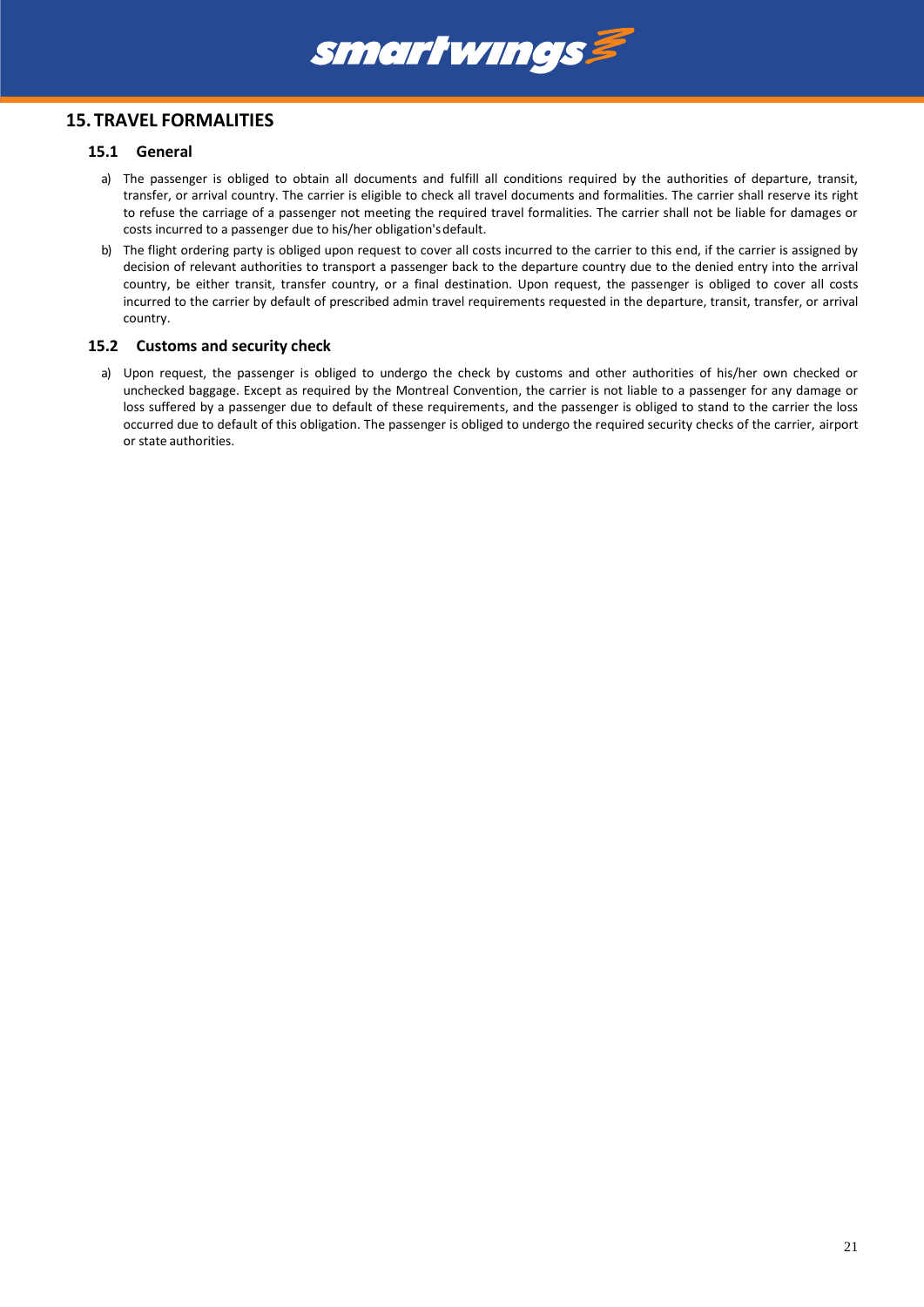# 15. TRAVEL FORMALITIES

## 15.1 General

a) The passenger is obliged to obtain all documents and fulfill all conditions required by the authorities of departure, transit, transfer, or arrival country. The carrier is eligible to check all travel documents and formalities. The carrier shall reserve its right to refuse the carriage of a passenger not meeting the required travel formalities. The carrier shall not be liable for damages or costs incurred to a passenger due to his/her obligation's default.

b) The flight ordering party is obliged upon request to cover all costs incurred to the carrier to this end, if the carrier is assigned by decision of relevant authorities to transport a passenger back to the departure country due to the denied entry into the arrival country, be either transit, transfer country, or a final destination. Upon request, the passenger is obliged to cover all costs incurred to the carrier by default of prescribed admin travel requirements requested in the departure, transit, transfer, or arrival country.

## 15.2 Customs and security check

a) Upon request, the passenger is obliged to undergo the check by customs and other authorities of his/her own checked or unchecked baggage. Except as required by the Montreal Convention, the carrier is not liable to a passenger for any damage or loss suffered by a passenger due to default of these requirements, and the passenger is obliged to stand to the carrier the loss occurred due to default of this obligation. The passenger is obliged to undergo the required security checks of the carrier, airport or state authorities.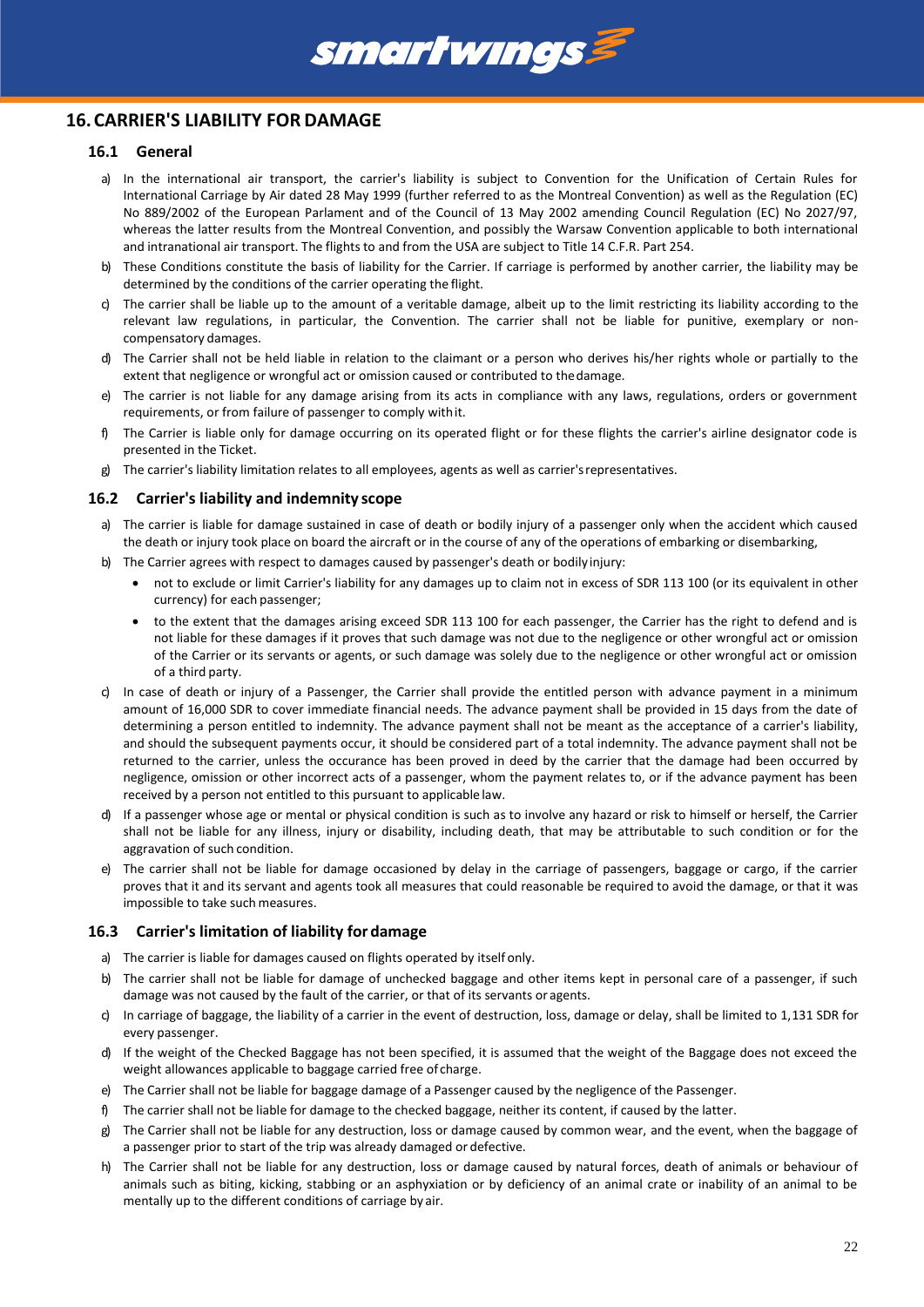## 16. CARRIER'S LIABILITY FOR DAMAGE

### 16.1 General

a) In the international air transport, the carrier's liability is subject to Convention for the Unification of Certain Rules for International Carriage by Air dated 28 May 1999 (further referred to as the Montreal Convention) as well as the Regulation (EC) No 889/2002 of the European Parlament and of the Council of 13 May 2002 amending Council Regulation (EC) No 2027/97, whereas the latter results from the Montreal Convention, and possibly the Warsaw Convention applicable to both international and intranational air transport. The flights to and from the USA are subject to Title 14 C.F.R. Part 254.

b) These Conditions constitute the basis of liability for the Carrier. If carriage is performed by another carrier, the liability may be determined by the conditions of the carrier operating the flight.

c) The carrier shall be liable up to the amount of a veritable damage, albeit up to the limit restricting its liability according to the relevant law regulations, in particular, the Convention. The carrier shall not be liable for punitive, exemplary or non-compensatory damages.

d) The Carrier shall not be held liable in relation to the claimant or a person who derives his/her rights whole or partially to the extent that negligence or wrongful act or omission caused or contributed to the damage.

e) The carrier is not liable for any damage arising from its acts in compliance with any laws, regulations, orders or government requirements, or from failure of passenger to comply with it.

f) The Carrier is liable only for damage occurring on its operated flight or for these flights the carrier's airline designator code is presented in the Ticket.

g) The carrier's liability limitation relates to all employees, agents as well as carrier's representatives.

### 16.2 Carrier's liability and indemnity scope

a) The carrier is liable for damage sustained in case of death or bodily injury of a passenger only when the accident which caused the death or injury took place on board the aircraft or in the course of any of the operations of embarking or disembarking,

b) The Carrier agrees with respect to damages caused by passenger's death or bodily injury:

- not to exclude or limit Carrier's liability for any damages up to claim not in excess of SDR 113 100 (or its equivalent in other currency) for each passenger;
- to the extent that the damages arising exceed SDR 113 100 for each passenger, the Carrier has the right to defend and is not liable for these damages if it proves that such damage was not due to the negligence or other wrongful act or omission of the Carrier or its servants or agents, or such damage was solely due to the negligence or other wrongful act or omission of a third party.

c) In case of death or injury of a Passenger, the Carrier shall provide the entitled person with advance payment in a minimum amount of 16,000 SDR to cover immediate financial needs. The advance payment shall be provided in 15 days from the date of determining a person entitled to indemnity. The advance payment shall not be meant as the acceptance of a carrier's liability, and should the subsequent payments occur, it should be considered part of a total indemnity. The advance payment shall not be returned to the carrier, unless the occurance has been proved in deed by the carrier that the damage had been occurred by negligence, omission or other incorrect acts of a passenger, whom the payment relates to, or if the advance payment has been received by a person not entitled to this pursuant to applicable law.

d) If a passenger whose age or mental or physical condition is such as to involve any hazard or risk to himself or herself, the Carrier shall not be liable for any illness, injury or disability, including death, that may be attributable to such condition or for the aggravation of such condition.

e) The carrier shall not be liable for damage occasioned by delay in the carriage of passengers, baggage or cargo, if the carrier proves that it and its servant and agents took all measures that could reasonable be required to avoid the damage, or that it was impossible to take such measures.

### 16.3 Carrier's limitation of liability for damage

a) The carrier is liable for damages caused on flights operated by itself only.

b) The carrier shall not be liable for damage of unchecked baggage and other items kept in personal care of a passenger, if such damage was not caused by the fault of the carrier, or that of its servants or agents.

c) In carriage of baggage, the liability of a carrier in the event of destruction, loss, damage or delay, shall be limited to 1,131 SDR for every passenger.

d) If the weight of the Checked Baggage has not been specified, it is assumed that the weight of the Baggage does not exceed the weight allowances applicable to baggage carried free of charge.

e) The Carrier shall not be liable for baggage damage of a Passenger caused by the negligence of the Passenger.

f) The carrier shall not be liable for damage to the checked baggage, neither its content, if caused by the latter.

g) The Carrier shall not be liable for any destruction, loss or damage caused by common wear, and the event, when the baggage of a passenger prior to start of the trip was already damaged or defective.

h) The Carrier shall not be liable for any destruction, loss or damage caused by natural forces, death of animals or behaviour of animals such as biting, kicking, stabbing or an asphyxiation or by deficiency of an animal crate or inability of an animal to be mentally up to the different conditions of carriage by air.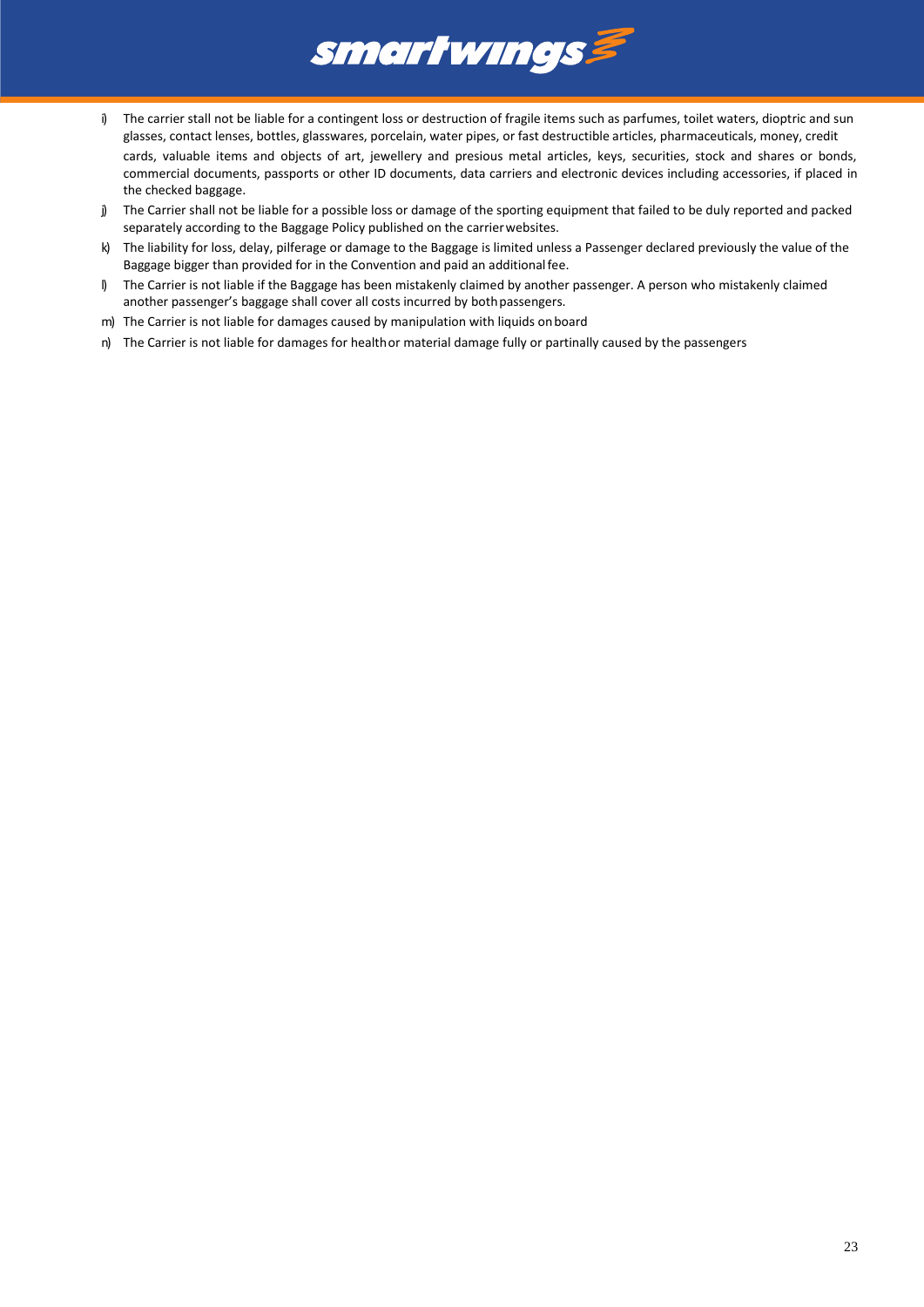i) The carrier stall not be liable for a contingent loss or destruction of fragile items such as parfumes, toilet waters, dioptric and sun glasses, contact lenses, bottles, glasswares, porcelain, water pipes, or fast destructible articles, pharmaceuticals, money, credit cards, valuable items and objects of art, jewellery and presious metal articles, keys, securities, stock and shares or bonds, commercial documents, passports or other ID documents, data carriers and electronic devices including accessories, if placed in the checked baggage.

j) The Carrier shall not be liable for a possible loss or damage of the sporting equipment that failed to be duly reported and packed separately according to the Baggage Policy published on the carrier websites.

k) The liability for loss, delay, pilferage or damage to the Baggage is limited unless a Passenger declared previously the value of the Baggage bigger than provided for in the Convention and paid an additional fee.

l) The Carrier is not liable if the Baggage has been mistakenly claimed by another passenger. A person who mistakenly claimed another passenger's baggage shall cover all costs incurred by both passengers.

m) The Carrier is not liable for damages caused by manipulation with liquids on board

n) The Carrier is not liable for damages for health or material damage fully or partinally caused by the passengers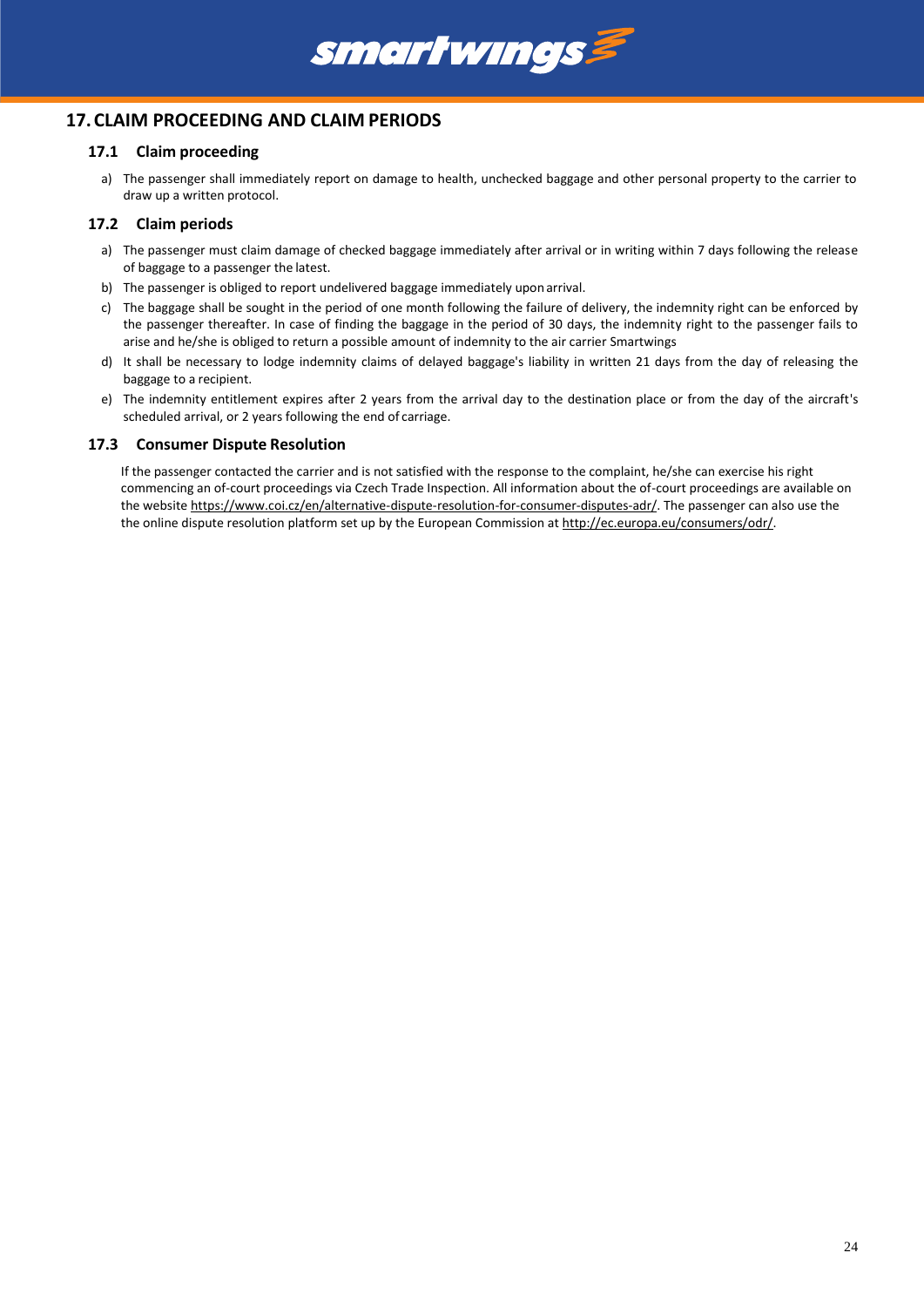# 17. CLAIM PROCEEDING AND CLAIM PERIODS

## 17.1 Claim proceeding

a) The passenger shall immediately report on damage to health, unchecked baggage and other personal property to the carrier to draw up a written protocol.

## 17.2 Claim periods

a) The passenger must claim damage of checked baggage immediately after arrival or in writing within 7 days following the release of baggage to a passenger the latest.

b) The passenger is obliged to report undelivered baggage immediately upon arrival.

c) The baggage shall be sought in the period of one month following the failure of delivery, the indemnity right can be enforced by the passenger thereafter. In case of finding the baggage in the period of 30 days, the indemnity right to the passenger fails to arise and he/she is obliged to return a possible amount of indemnity to the air carrier Smartwings

d) It shall be necessary to lodge indemnity claims of delayed baggage's liability in written 21 days from the day of releasing the baggage to a recipient.

e) The indemnity entitlement expires after 2 years from the arrival day to the destination place or from the day of the aircraft's scheduled arrival, or 2 years following the end of carriage.

## 17.3 Consumer Dispute Resolution

If the passenger contacted the carrier and is not satisfied with the response to the complaint, he/she can exercise his right commencing an of-court proceedings via Czech Trade Inspection. All information about the of-court proceedings are available on the website https://www.coi.cz/en/alternative-dispute-resolution-for-consumer-disputes-adr/. The passenger can also use the the online dispute resolution platform set up by the European Commission at http://ec.europa.eu/consumers/odr/.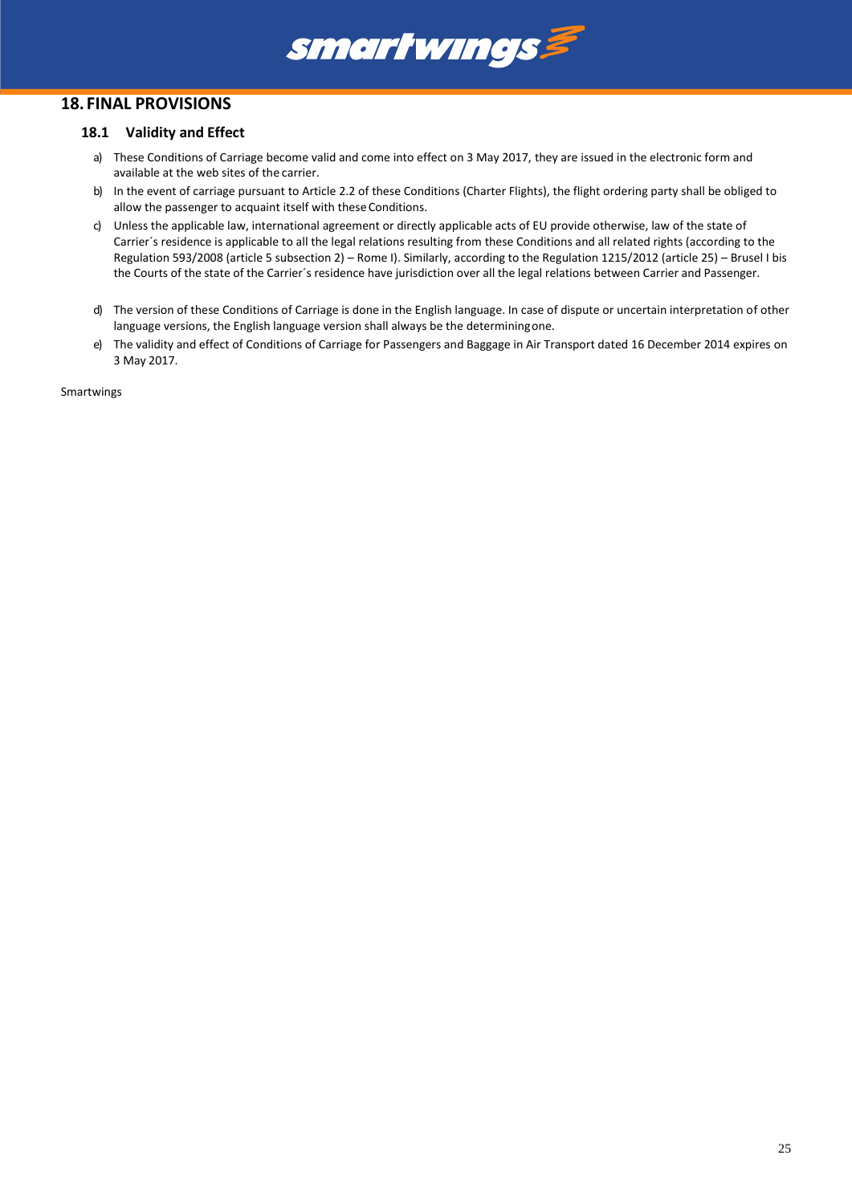## 18. FINAL PROVISIONS

### 18.1 Validity and Effect

a) These Conditions of Carriage become valid and come into effect on 3 May 2017, they are issued in the electronic form and available at the web sites of the carrier.

b) In the event of carriage pursuant to Article 2.2 of these Conditions (Charter Flights), the flight ordering party shall be obliged to allow the passenger to acquaint itself with these Conditions.

c) Unless the applicable law, international agreement or directly applicable acts of EU provide otherwise, law of the state of Carrier´s residence is applicable to all the legal relations resulting from these Conditions and all related rights (according to the Regulation 593/2008 (article 5 subsection 2) – Rome I). Similarly, according to the Regulation 1215/2012 (article 25) – Brusel I bis the Courts of the state of the Carrier´s residence have jurisdiction over all the legal relations between Carrier and Passenger.

d) The version of these Conditions of Carriage is done in the English language. In case of dispute or uncertain interpretation of other language versions, the English language version shall always be the determining one.

e) The validity and effect of Conditions of Carriage for Passengers and Baggage in Air Transport dated 16 December 2014 expires on 3 May 2017.

Smartwings